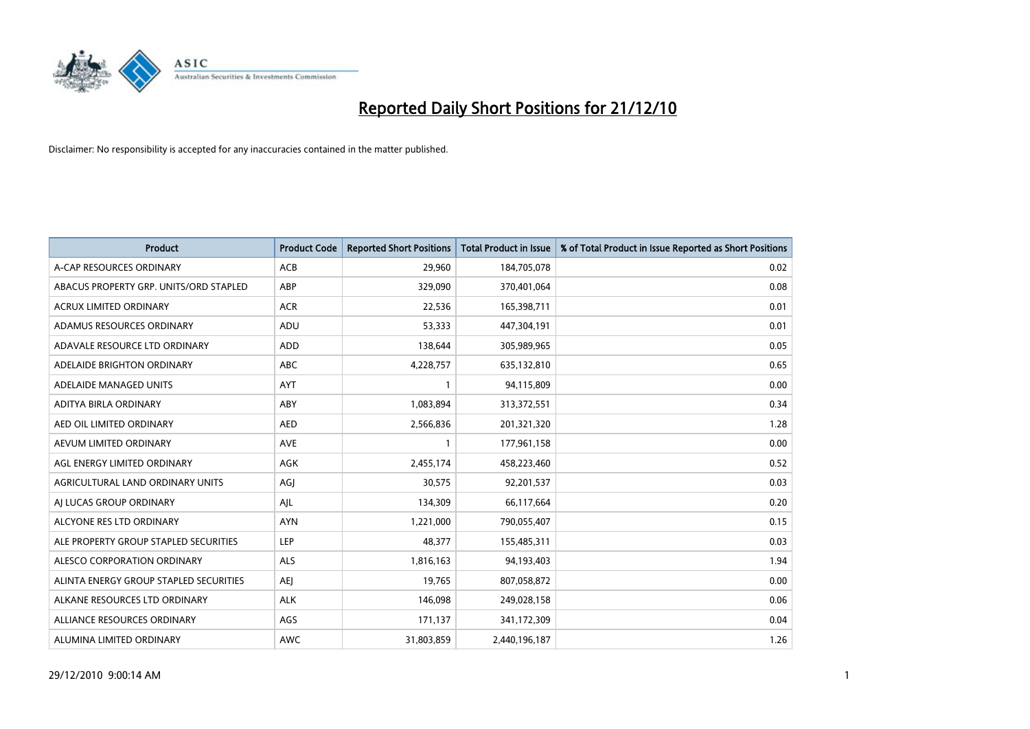# Reported Daily Short Positions for 21/12/10

Disclaimer: No responsibility is accepted for any inaccuracies contained in the matter published.

| Product | Product Code | Reported Short Positions | Total Product in Issue | % of Total Product in Issue Reported as Short Positions |
|---|---|---|---|---|
| A-CAP RESOURCES ORDINARY | ACB | 29,960 | 184,705,078 | 0.02 |
| ABACUS PROPERTY GRP. UNITS/ORD STAPLED | ABP | 329,090 | 370,401,064 | 0.08 |
| ACRUX LIMITED ORDINARY | ACR | 22,536 | 165,398,711 | 0.01 |
| ADAMUS RESOURCES ORDINARY | ADU | 53,333 | 447,304,191 | 0.01 |
| ADAVALE RESOURCE LTD ORDINARY | ADD | 138,644 | 305,989,965 | 0.05 |
| ADELAIDE BRIGHTON ORDINARY | ABC | 4,228,757 | 635,132,810 | 0.65 |
| ADELAIDE MANAGED UNITS | AYT | 1 | 94,115,809 | 0.00 |
| ADITYA BIRLA ORDINARY | ABY | 1,083,894 | 313,372,551 | 0.34 |
| AED OIL LIMITED ORDINARY | AED | 2,566,836 | 201,321,320 | 1.28 |
| AEVUM LIMITED ORDINARY | AVE | 1 | 177,961,158 | 0.00 |
| AGL ENERGY LIMITED ORDINARY | AGK | 2,455,174 | 458,223,460 | 0.52 |
| AGRICULTURAL LAND ORDINARY UNITS | AGJ | 30,575 | 92,201,537 | 0.03 |
| AJ LUCAS GROUP ORDINARY | AJL | 134,309 | 66,117,664 | 0.20 |
| ALCYONE RES LTD ORDINARY | AYN | 1,221,000 | 790,055,407 | 0.15 |
| ALE PROPERTY GROUP STAPLED SECURITIES | LEP | 48,377 | 155,485,311 | 0.03 |
| ALESCO CORPORATION ORDINARY | ALS | 1,816,163 | 94,193,403 | 1.94 |
| ALINTA ENERGY GROUP STAPLED SECURITIES | AEJ | 19,765 | 807,058,872 | 0.00 |
| ALKANE RESOURCES LTD ORDINARY | ALK | 146,098 | 249,028,158 | 0.06 |
| ALLIANCE RESOURCES ORDINARY | AGS | 171,137 | 341,172,309 | 0.04 |
| ALUMINA LIMITED ORDINARY | AWC | 31,803,859 | 2,440,196,187 | 1.26 |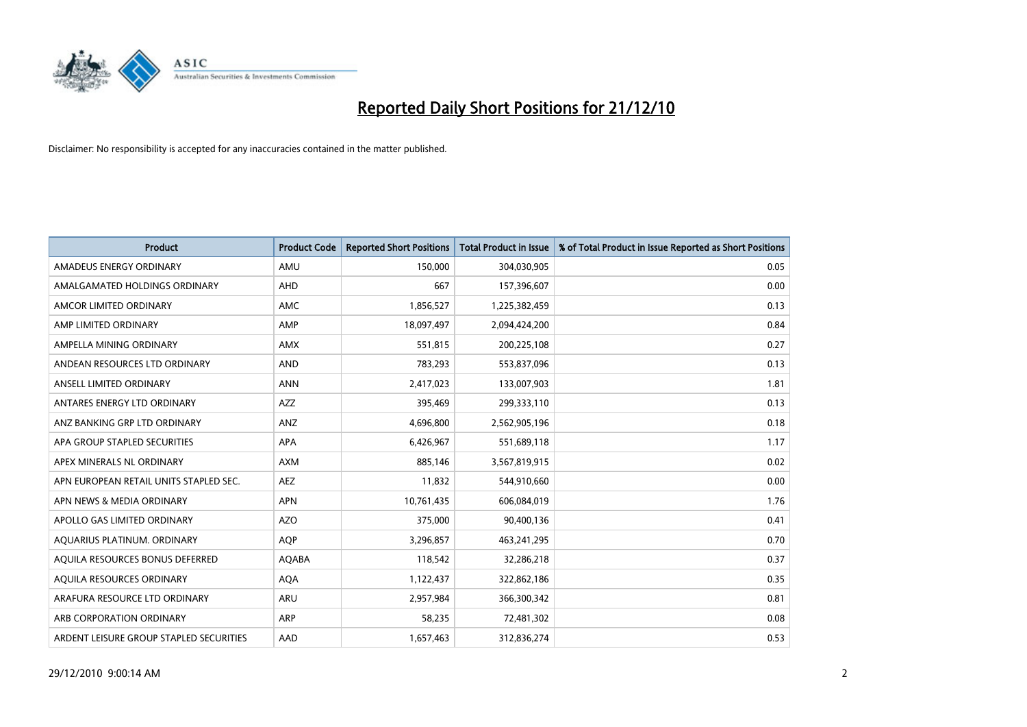# Reported Daily Short Positions for 21/12/10

Disclaimer: No responsibility is accepted for any inaccuracies contained in the matter published.

| Product | Product Code | Reported Short Positions | Total Product in Issue | % of Total Product in Issue Reported as Short Positions |
|---|---|---|---|---|
| AMADEUS ENERGY ORDINARY | AMU | 150,000 | 304,030,905 | 0.05 |
| AMALGAMATED HOLDINGS ORDINARY | AHD | 667 | 157,396,607 | 0.00 |
| AMCOR LIMITED ORDINARY | AMC | 1,856,527 | 1,225,382,459 | 0.13 |
| AMP LIMITED ORDINARY | AMP | 18,097,497 | 2,094,424,200 | 0.84 |
| AMPELLA MINING ORDINARY | AMX | 551,815 | 200,225,108 | 0.27 |
| ANDEAN RESOURCES LTD ORDINARY | AND | 783,293 | 553,837,096 | 0.13 |
| ANSELL LIMITED ORDINARY | ANN | 2,417,023 | 133,007,903 | 1.81 |
| ANTARES ENERGY LTD ORDINARY | AZZ | 395,469 | 299,333,110 | 0.13 |
| ANZ BANKING GRP LTD ORDINARY | ANZ | 4,696,800 | 2,562,905,196 | 0.18 |
| APA GROUP STAPLED SECURITIES | APA | 6,426,967 | 551,689,118 | 1.17 |
| APEX MINERALS NL ORDINARY | AXM | 885,146 | 3,567,819,915 | 0.02 |
| APN EUROPEAN RETAIL UNITS STAPLED SEC. | AEZ | 11,832 | 544,910,660 | 0.00 |
| APN NEWS & MEDIA ORDINARY | APN | 10,761,435 | 606,084,019 | 1.76 |
| APOLLO GAS LIMITED ORDINARY | AZO | 375,000 | 90,400,136 | 0.41 |
| AQUARIUS PLATINUM. ORDINARY | AQP | 3,296,857 | 463,241,295 | 0.70 |
| AQUILA RESOURCES BONUS DEFERRED | AQABA | 118,542 | 32,286,218 | 0.37 |
| AQUILA RESOURCES ORDINARY | AQA | 1,122,437 | 322,862,186 | 0.35 |
| ARAFURA RESOURCE LTD ORDINARY | ARU | 2,957,984 | 366,300,342 | 0.81 |
| ARB CORPORATION ORDINARY | ARP | 58,235 | 72,481,302 | 0.08 |
| ARDENT LEISURE GROUP STAPLED SECURITIES | AAD | 1,657,463 | 312,836,274 | 0.53 |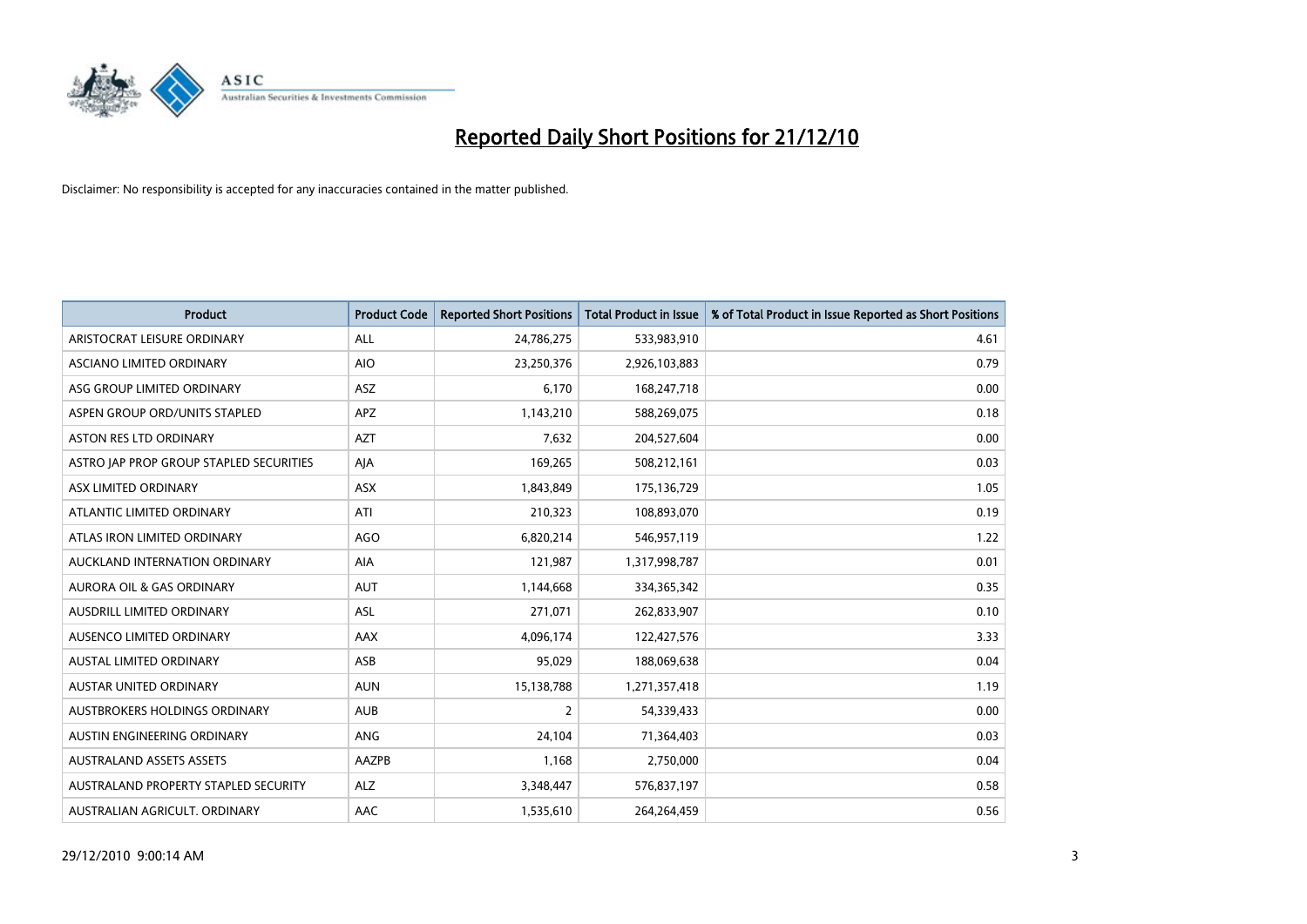# Reported Daily Short Positions for 21/12/10

Disclaimer: No responsibility is accepted for any inaccuracies contained in the matter published.

| Product | Product Code | Reported Short Positions | Total Product in Issue | % of Total Product in Issue Reported as Short Positions |
|---|---|---|---|---|
| ARISTOCRAT LEISURE ORDINARY | ALL | 24,786,275 | 533,983,910 | 4.61 |
| ASCIANO LIMITED ORDINARY | AIO | 23,250,376 | 2,926,103,883 | 0.79 |
| ASG GROUP LIMITED ORDINARY | ASZ | 6,170 | 168,247,718 | 0.00 |
| ASPEN GROUP ORD/UNITS STAPLED | APZ | 1,143,210 | 588,269,075 | 0.18 |
| ASTON RES LTD ORDINARY | AZT | 7,632 | 204,527,604 | 0.00 |
| ASTRO JAP PROP GROUP STAPLED SECURITIES | AJA | 169,265 | 508,212,161 | 0.03 |
| ASX LIMITED ORDINARY | ASX | 1,843,849 | 175,136,729 | 1.05 |
| ATLANTIC LIMITED ORDINARY | ATI | 210,323 | 108,893,070 | 0.19 |
| ATLAS IRON LIMITED ORDINARY | AGO | 6,820,214 | 546,957,119 | 1.22 |
| AUCKLAND INTERNATION ORDINARY | AIA | 121,987 | 1,317,998,787 | 0.01 |
| AURORA OIL & GAS ORDINARY | AUT | 1,144,668 | 334,365,342 | 0.35 |
| AUSDRILL LIMITED ORDINARY | ASL | 271,071 | 262,833,907 | 0.10 |
| AUSENCO LIMITED ORDINARY | AAX | 4,096,174 | 122,427,576 | 3.33 |
| AUSTAL LIMITED ORDINARY | ASB | 95,029 | 188,069,638 | 0.04 |
| AUSTAR UNITED ORDINARY | AUN | 15,138,788 | 1,271,357,418 | 1.19 |
| AUSTBROKERS HOLDINGS ORDINARY | AUB | 2 | 54,339,433 | 0.00 |
| AUSTIN ENGINEERING ORDINARY | ANG | 24,104 | 71,364,403 | 0.03 |
| AUSTRALAND ASSETS ASSETS | AAZPB | 1,168 | 2,750,000 | 0.04 |
| AUSTRALAND PROPERTY STAPLED SECURITY | ALZ | 3,348,447 | 576,837,197 | 0.58 |
| AUSTRALIAN AGRICULT. ORDINARY | AAC | 1,535,610 | 264,264,459 | 0.56 |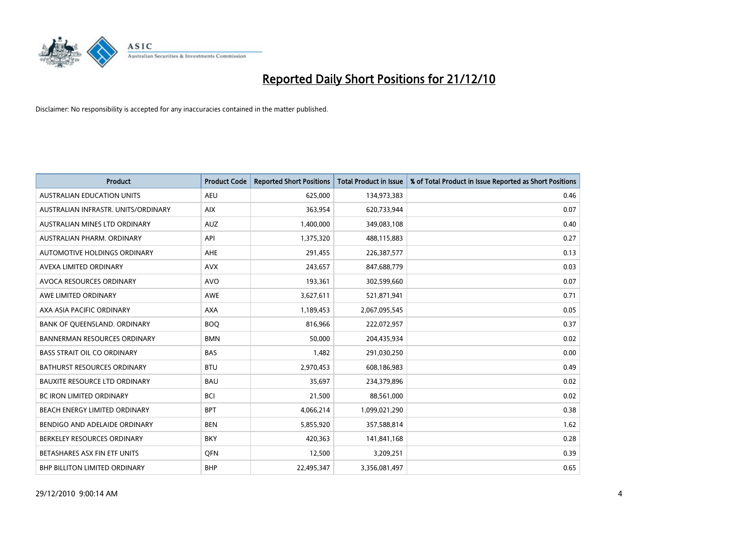# Reported Daily Short Positions for 21/12/10

Disclaimer: No responsibility is accepted for any inaccuracies contained in the matter published.

| Product | Product Code | Reported Short Positions | Total Product in Issue | % of Total Product in Issue Reported as Short Positions |
|---|---|---|---|---|
| AUSTRALIAN EDUCATION UNITS | AEU | 625,000 | 134,973,383 | 0.46 |
| AUSTRALIAN INFRASTR. UNITS/ORDINARY | AIX | 363,954 | 620,733,944 | 0.07 |
| AUSTRALIAN MINES LTD ORDINARY | AUZ | 1,400,000 | 349,083,108 | 0.40 |
| AUSTRALIAN PHARM. ORDINARY | API | 1,375,320 | 488,115,883 | 0.27 |
| AUTOMOTIVE HOLDINGS ORDINARY | AHE | 291,455 | 226,387,577 | 0.13 |
| AVEXA LIMITED ORDINARY | AVX | 243,657 | 847,688,779 | 0.03 |
| AVOCA RESOURCES ORDINARY | AVO | 193,361 | 302,599,660 | 0.07 |
| AWE LIMITED ORDINARY | AWE | 3,627,611 | 521,871,941 | 0.71 |
| AXA ASIA PACIFIC ORDINARY | AXA | 1,189,453 | 2,067,095,545 | 0.05 |
| BANK OF QUEENSLAND. ORDINARY | BOQ | 816,966 | 222,072,957 | 0.37 |
| BANNERMAN RESOURCES ORDINARY | BMN | 50,000 | 204,435,934 | 0.02 |
| BASS STRAIT OIL CO ORDINARY | BAS | 1,482 | 291,030,250 | 0.00 |
| BATHURST RESOURCES ORDINARY | BTU | 2,970,453 | 608,186,983 | 0.49 |
| BAUXITE RESOURCE LTD ORDINARY | BAU | 35,697 | 234,379,896 | 0.02 |
| BC IRON LIMITED ORDINARY | BCI | 21,500 | 88,561,000 | 0.02 |
| BEACH ENERGY LIMITED ORDINARY | BPT | 4,066,214 | 1,099,021,290 | 0.38 |
| BENDIGO AND ADELAIDE ORDINARY | BEN | 5,855,920 | 357,588,814 | 1.62 |
| BERKELEY RESOURCES ORDINARY | BKY | 420,363 | 141,841,168 | 0.28 |
| BETASHARES ASX FIN ETF UNITS | QFN | 12,500 | 3,209,251 | 0.39 |
| BHP BILLITON LIMITED ORDINARY | BHP | 22,495,347 | 3,356,081,497 | 0.65 |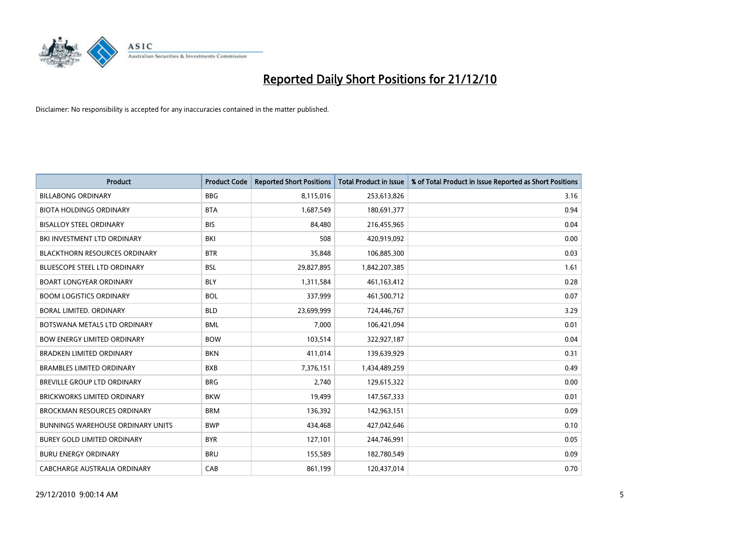# Reported Daily Short Positions for 21/12/10

Disclaimer: No responsibility is accepted for any inaccuracies contained in the matter published.

| Product | Product Code | Reported Short Positions | Total Product in Issue | % of Total Product in Issue Reported as Short Positions |
|---|---|---|---|---|
| BILLABONG ORDINARY | BBG | 8,115,016 | 253,613,826 | 3.16 |
| BIOTA HOLDINGS ORDINARY | BTA | 1,687,549 | 180,691,377 | 0.94 |
| BISALLOY STEEL ORDINARY | BIS | 84,480 | 216,455,965 | 0.04 |
| BKI INVESTMENT LTD ORDINARY | BKI | 508 | 420,919,092 | 0.00 |
| BLACKTHORN RESOURCES ORDINARY | BTR | 35,848 | 106,885,300 | 0.03 |
| BLUESCOPE STEEL LTD ORDINARY | BSL | 29,827,895 | 1,842,207,385 | 1.61 |
| BOART LONGYEAR ORDINARY | BLY | 1,311,584 | 461,163,412 | 0.28 |
| BOOM LOGISTICS ORDINARY | BOL | 337,999 | 461,500,712 | 0.07 |
| BORAL LIMITED. ORDINARY | BLD | 23,699,999 | 724,446,767 | 3.29 |
| BOTSWANA METALS LTD ORDINARY | BML | 7,000 | 106,421,094 | 0.01 |
| BOW ENERGY LIMITED ORDINARY | BOW | 103,514 | 322,927,187 | 0.04 |
| BRADKEN LIMITED ORDINARY | BKN | 411,014 | 139,639,929 | 0.31 |
| BRAMBLES LIMITED ORDINARY | BXB | 7,376,151 | 1,434,489,259 | 0.49 |
| BREVILLE GROUP LTD ORDINARY | BRG | 2,740 | 129,615,322 | 0.00 |
| BRICKWORKS LIMITED ORDINARY | BKW | 19,499 | 147,567,333 | 0.01 |
| BROCKMAN RESOURCES ORDINARY | BRM | 136,392 | 142,963,151 | 0.09 |
| BUNNINGS WAREHOUSE ORDINARY UNITS | BWP | 434,468 | 427,042,646 | 0.10 |
| BUREY GOLD LIMITED ORDINARY | BYR | 127,101 | 244,746,991 | 0.05 |
| BURU ENERGY ORDINARY | BRU | 155,589 | 182,780,549 | 0.09 |
| CABCHARGE AUSTRALIA ORDINARY | CAB | 861,199 | 120,437,014 | 0.70 |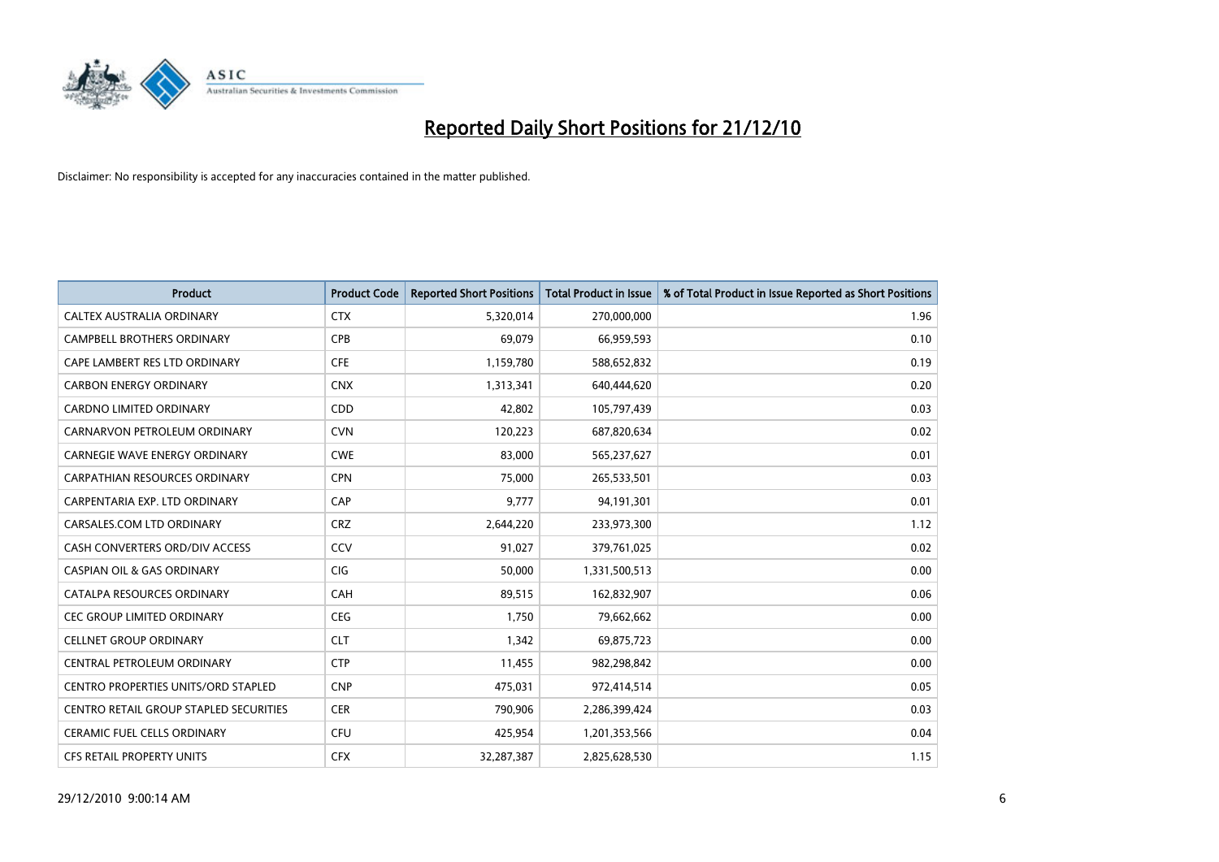# Reported Daily Short Positions for 21/12/10

Disclaimer: No responsibility is accepted for any inaccuracies contained in the matter published.

| Product | Product Code | Reported Short Positions | Total Product in Issue | % of Total Product in Issue Reported as Short Positions |
|---|---|---|---|---|
| CALTEX AUSTRALIA ORDINARY | CTX | 5,320,014 | 270,000,000 | 1.96 |
| CAMPBELL BROTHERS ORDINARY | CPB | 69,079 | 66,959,593 | 0.10 |
| CAPE LAMBERT RES LTD ORDINARY | CFE | 1,159,780 | 588,652,832 | 0.19 |
| CARBON ENERGY ORDINARY | CNX | 1,313,341 | 640,444,620 | 0.20 |
| CARDNO LIMITED ORDINARY | CDD | 42,802 | 105,797,439 | 0.03 |
| CARNARVON PETROLEUM ORDINARY | CVN | 120,223 | 687,820,634 | 0.02 |
| CARNEGIE WAVE ENERGY ORDINARY | CWE | 83,000 | 565,237,627 | 0.01 |
| CARPATHIAN RESOURCES ORDINARY | CPN | 75,000 | 265,533,501 | 0.03 |
| CARPENTARIA EXP. LTD ORDINARY | CAP | 9,777 | 94,191,301 | 0.01 |
| CARSALES.COM LTD ORDINARY | CRZ | 2,644,220 | 233,973,300 | 1.12 |
| CASH CONVERTERS ORD/DIV ACCESS | CCV | 91,027 | 379,761,025 | 0.02 |
| CASPIAN OIL & GAS ORDINARY | CIG | 50,000 | 1,331,500,513 | 0.00 |
| CATALPA RESOURCES ORDINARY | CAH | 89,515 | 162,832,907 | 0.06 |
| CEC GROUP LIMITED ORDINARY | CEG | 1,750 | 79,662,662 | 0.00 |
| CELLNET GROUP ORDINARY | CLT | 1,342 | 69,875,723 | 0.00 |
| CENTRAL PETROLEUM ORDINARY | CTP | 11,455 | 982,298,842 | 0.00 |
| CENTRO PROPERTIES UNITS/ORD STAPLED | CNP | 475,031 | 972,414,514 | 0.05 |
| CENTRO RETAIL GROUP STAPLED SECURITIES | CER | 790,906 | 2,286,399,424 | 0.03 |
| CERAMIC FUEL CELLS ORDINARY | CFU | 425,954 | 1,201,353,566 | 0.04 |
| CFS RETAIL PROPERTY UNITS | CFX | 32,287,387 | 2,825,628,530 | 1.15 |

29/12/2010 9:00:14 AM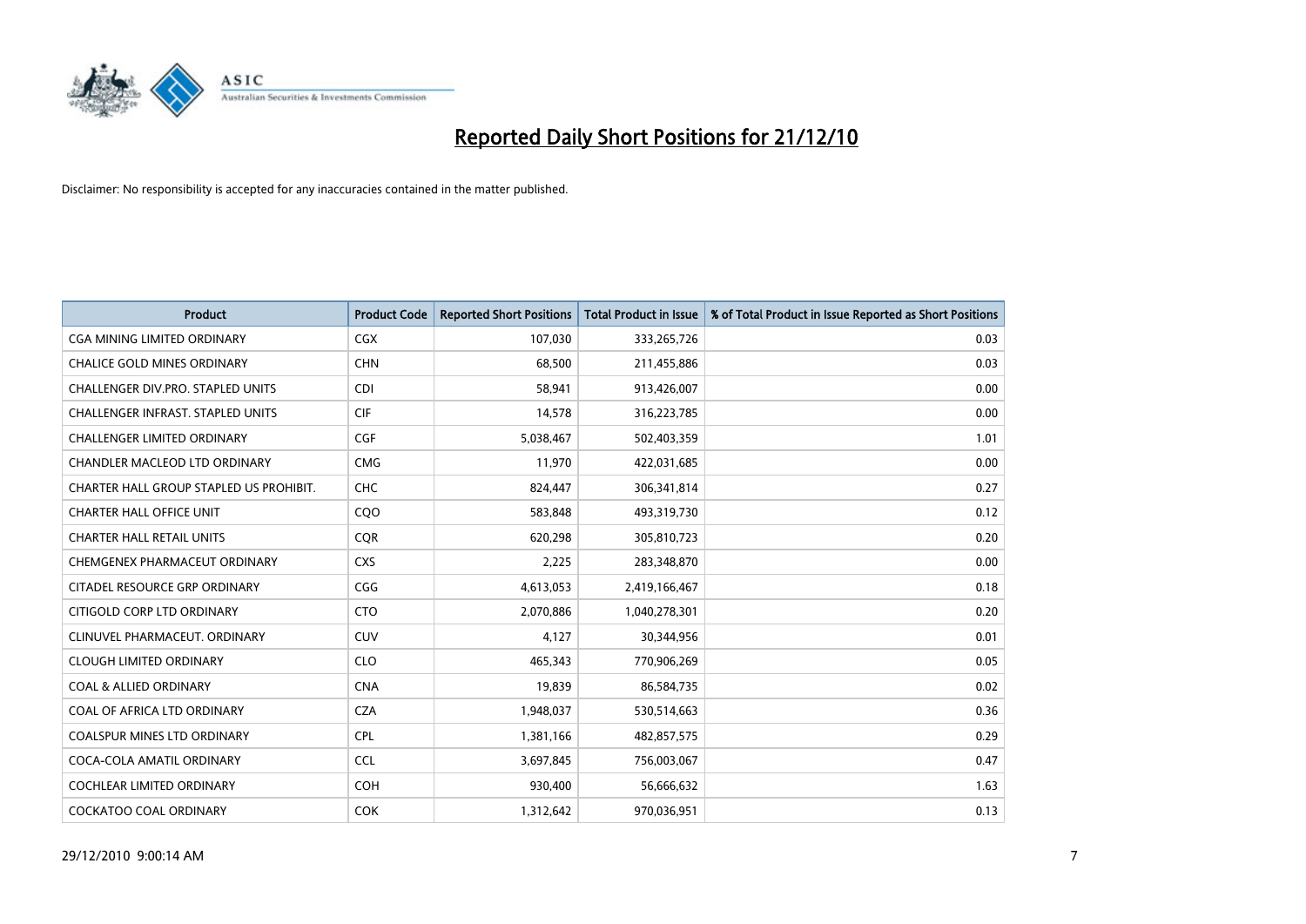# Reported Daily Short Positions for 21/12/10

Disclaimer: No responsibility is accepted for any inaccuracies contained in the matter published.

| Product | Product Code | Reported Short Positions | Total Product in Issue | % of Total Product in Issue Reported as Short Positions |
|---|---|---|---|---|
| CGA MINING LIMITED ORDINARY | CGX | 107,030 | 333,265,726 | 0.03 |
| CHALICE GOLD MINES ORDINARY | CHN | 68,500 | 211,455,886 | 0.03 |
| CHALLENGER DIV.PRO. STAPLED UNITS | CDI | 58,941 | 913,426,007 | 0.00 |
| CHALLENGER INFRAST. STAPLED UNITS | CIF | 14,578 | 316,223,785 | 0.00 |
| CHALLENGER LIMITED ORDINARY | CGF | 5,038,467 | 502,403,359 | 1.01 |
| CHANDLER MACLEOD LTD ORDINARY | CMG | 11,970 | 422,031,685 | 0.00 |
| CHARTER HALL GROUP STAPLED US PROHIBIT. | CHC | 824,447 | 306,341,814 | 0.27 |
| CHARTER HALL OFFICE UNIT | CQO | 583,848 | 493,319,730 | 0.12 |
| CHARTER HALL RETAIL UNITS | CQR | 620,298 | 305,810,723 | 0.20 |
| CHEMGENEX PHARMACEUT ORDINARY | CXS | 2,225 | 283,348,870 | 0.00 |
| CITADEL RESOURCE GRP ORDINARY | CGG | 4,613,053 | 2,419,166,467 | 0.18 |
| CITIGOLD CORP LTD ORDINARY | CTO | 2,070,886 | 1,040,278,301 | 0.20 |
| CLINUVEL PHARMACEUT. ORDINARY | CUV | 4,127 | 30,344,956 | 0.01 |
| CLOUGH LIMITED ORDINARY | CLO | 465,343 | 770,906,269 | 0.05 |
| COAL & ALLIED ORDINARY | CNA | 19,839 | 86,584,735 | 0.02 |
| COAL OF AFRICA LTD ORDINARY | CZA | 1,948,037 | 530,514,663 | 0.36 |
| COALSPUR MINES LTD ORDINARY | CPL | 1,381,166 | 482,857,575 | 0.29 |
| COCA-COLA AMATIL ORDINARY | CCL | 3,697,845 | 756,003,067 | 0.47 |
| COCHLEAR LIMITED ORDINARY | COH | 930,400 | 56,666,632 | 1.63 |
| COCKATOO COAL ORDINARY | COK | 1,312,642 | 970,036,951 | 0.13 |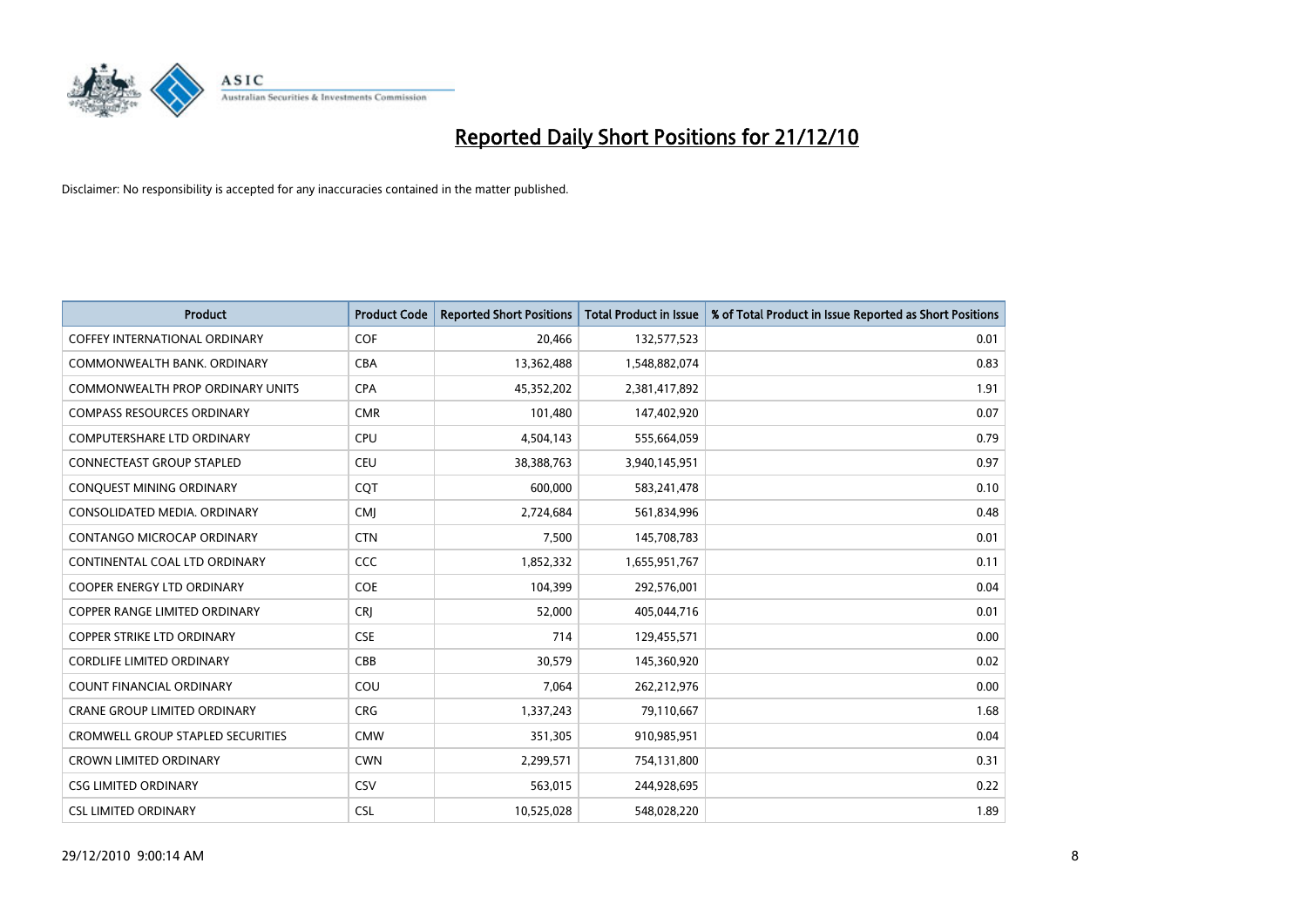# Reported Daily Short Positions for 21/12/10

Disclaimer: No responsibility is accepted for any inaccuracies contained in the matter published.

| Product | Product Code | Reported Short Positions | Total Product in Issue | % of Total Product in Issue Reported as Short Positions |
|---|---|---|---|---|
| COFFEY INTERNATIONAL ORDINARY | COF | 20,466 | 132,577,523 | 0.01 |
| COMMONWEALTH BANK. ORDINARY | CBA | 13,362,488 | 1,548,882,074 | 0.83 |
| COMMONWEALTH PROP ORDINARY UNITS | CPA | 45,352,202 | 2,381,417,892 | 1.91 |
| COMPASS RESOURCES ORDINARY | CMR | 101,480 | 147,402,920 | 0.07 |
| COMPUTERSHARE LTD ORDINARY | CPU | 4,504,143 | 555,664,059 | 0.79 |
| CONNECTEAST GROUP STAPLED | CEU | 38,388,763 | 3,940,145,951 | 0.97 |
| CONQUEST MINING ORDINARY | CQT | 600,000 | 583,241,478 | 0.10 |
| CONSOLIDATED MEDIA. ORDINARY | CMJ | 2,724,684 | 561,834,996 | 0.48 |
| CONTANGO MICROCAP ORDINARY | CTN | 7,500 | 145,708,783 | 0.01 |
| CONTINENTAL COAL LTD ORDINARY | CCC | 1,852,332 | 1,655,951,767 | 0.11 |
| COOPER ENERGY LTD ORDINARY | COE | 104,399 | 292,576,001 | 0.04 |
| COPPER RANGE LIMITED ORDINARY | CRJ | 52,000 | 405,044,716 | 0.01 |
| COPPER STRIKE LTD ORDINARY | CSE | 714 | 129,455,571 | 0.00 |
| CORDLIFE LIMITED ORDINARY | CBB | 30,579 | 145,360,920 | 0.02 |
| COUNT FINANCIAL ORDINARY | COU | 7,064 | 262,212,976 | 0.00 |
| CRANE GROUP LIMITED ORDINARY | CRG | 1,337,243 | 79,110,667 | 1.68 |
| CROMWELL GROUP STAPLED SECURITIES | CMW | 351,305 | 910,985,951 | 0.04 |
| CROWN LIMITED ORDINARY | CWN | 2,299,571 | 754,131,800 | 0.31 |
| CSG LIMITED ORDINARY | CSV | 563,015 | 244,928,695 | 0.22 |
| CSL LIMITED ORDINARY | CSL | 10,525,028 | 548,028,220 | 1.89 |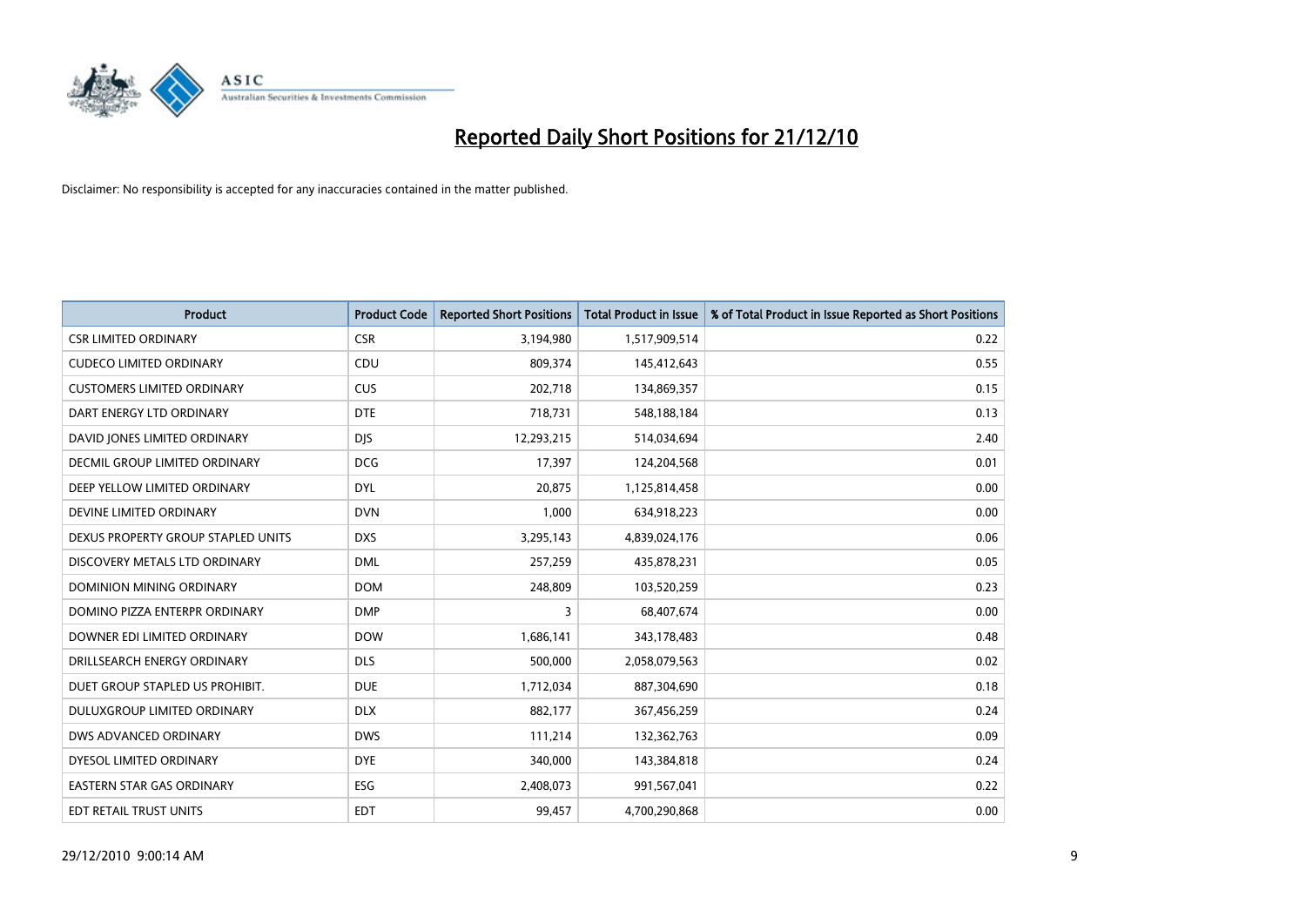# Reported Daily Short Positions for 21/12/10

Disclaimer: No responsibility is accepted for any inaccuracies contained in the matter published.

| Product | Product Code | Reported Short Positions | Total Product in Issue | % of Total Product in Issue Reported as Short Positions |
|---|---|---|---|---|
| CSR LIMITED ORDINARY | CSR | 3,194,980 | 1,517,909,514 | 0.22 |
| CUDECO LIMITED ORDINARY | CDU | 809,374 | 145,412,643 | 0.55 |
| CUSTOMERS LIMITED ORDINARY | CUS | 202,718 | 134,869,357 | 0.15 |
| DART ENERGY LTD ORDINARY | DTE | 718,731 | 548,188,184 | 0.13 |
| DAVID JONES LIMITED ORDINARY | DJS | 12,293,215 | 514,034,694 | 2.40 |
| DECMIL GROUP LIMITED ORDINARY | DCG | 17,397 | 124,204,568 | 0.01 |
| DEEP YELLOW LIMITED ORDINARY | DYL | 20,875 | 1,125,814,458 | 0.00 |
| DEVINE LIMITED ORDINARY | DVN | 1,000 | 634,918,223 | 0.00 |
| DEXUS PROPERTY GROUP STAPLED UNITS | DXS | 3,295,143 | 4,839,024,176 | 0.06 |
| DISCOVERY METALS LTD ORDINARY | DML | 257,259 | 435,878,231 | 0.05 |
| DOMINION MINING ORDINARY | DOM | 248,809 | 103,520,259 | 0.23 |
| DOMINO PIZZA ENTERPR ORDINARY | DMP | 3 | 68,407,674 | 0.00 |
| DOWNER EDI LIMITED ORDINARY | DOW | 1,686,141 | 343,178,483 | 0.48 |
| DRILLSEARCH ENERGY ORDINARY | DLS | 500,000 | 2,058,079,563 | 0.02 |
| DUET GROUP STAPLED US PROHIBIT. | DUE | 1,712,034 | 887,304,690 | 0.18 |
| DULUXGROUP LIMITED ORDINARY | DLX | 882,177 | 367,456,259 | 0.24 |
| DWS ADVANCED ORDINARY | DWS | 111,214 | 132,362,763 | 0.09 |
| DYESOL LIMITED ORDINARY | DYE | 340,000 | 143,384,818 | 0.24 |
| EASTERN STAR GAS ORDINARY | ESG | 2,408,073 | 991,567,041 | 0.22 |
| EDT RETAIL TRUST UNITS | EDT | 99,457 | 4,700,290,868 | 0.00 |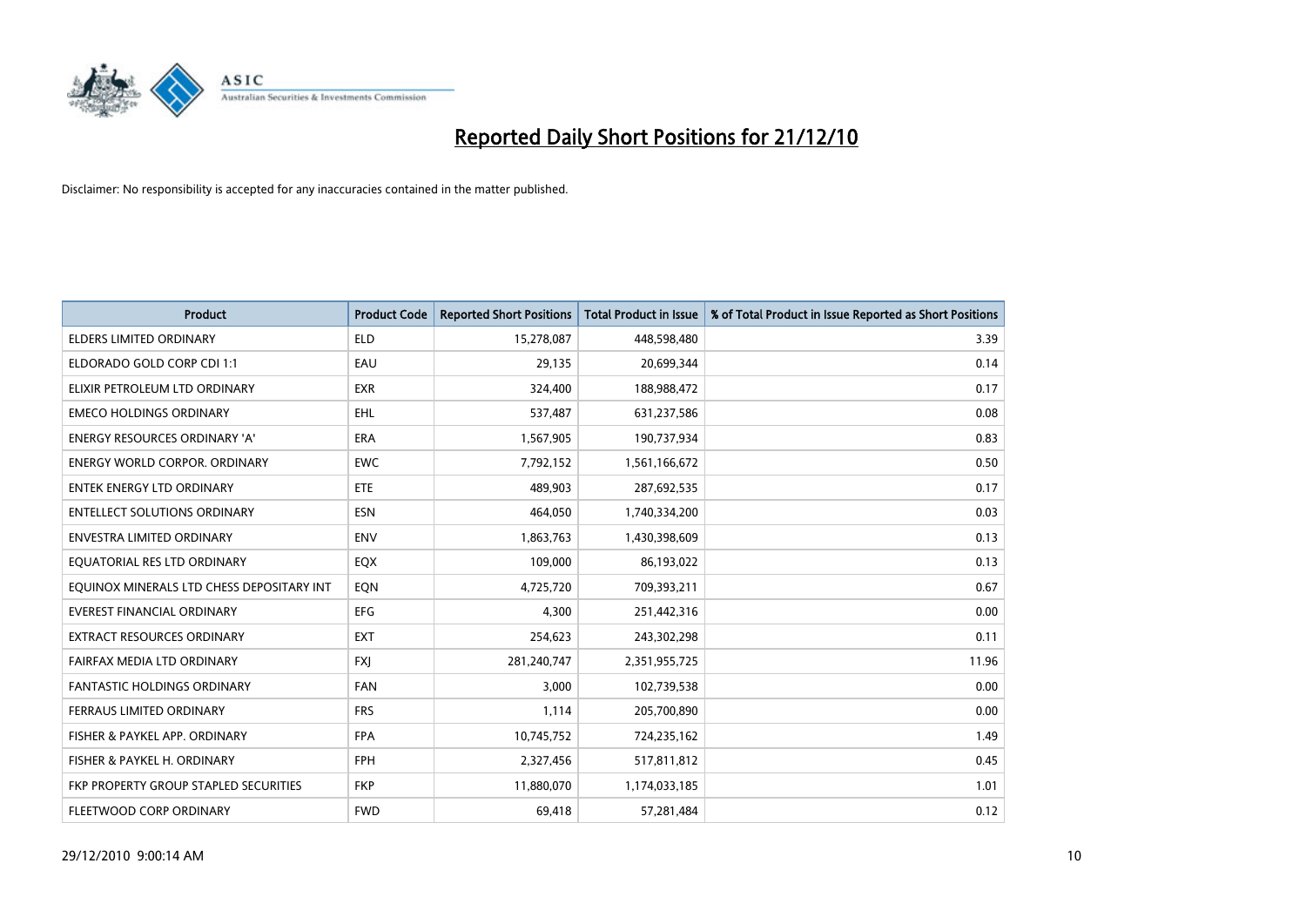# Reported Daily Short Positions for 21/12/10

Disclaimer: No responsibility is accepted for any inaccuracies contained in the matter published.

| Product | Product Code | Reported Short Positions | Total Product in Issue | % of Total Product in Issue Reported as Short Positions |
|---|---|---|---|---|
| ELDERS LIMITED ORDINARY | ELD | 15,278,087 | 448,598,480 | 3.39 |
| ELDORADO GOLD CORP CDI 1:1 | EAU | 29,135 | 20,699,344 | 0.14 |
| ELIXIR PETROLEUM LTD ORDINARY | EXR | 324,400 | 188,988,472 | 0.17 |
| EMECO HOLDINGS ORDINARY | EHL | 537,487 | 631,237,586 | 0.08 |
| ENERGY RESOURCES ORDINARY 'A' | ERA | 1,567,905 | 190,737,934 | 0.83 |
| ENERGY WORLD CORPOR. ORDINARY | EWC | 7,792,152 | 1,561,166,672 | 0.50 |
| ENTEK ENERGY LTD ORDINARY | ETE | 489,903 | 287,692,535 | 0.17 |
| ENTELLECT SOLUTIONS ORDINARY | ESN | 464,050 | 1,740,334,200 | 0.03 |
| ENVESTRA LIMITED ORDINARY | ENV | 1,863,763 | 1,430,398,609 | 0.13 |
| EQUATORIAL RES LTD ORDINARY | EQX | 109,000 | 86,193,022 | 0.13 |
| EQUINOX MINERALS LTD CHESS DEPOSITARY INT | EQN | 4,725,720 | 709,393,211 | 0.67 |
| EVEREST FINANCIAL ORDINARY | EFG | 4,300 | 251,442,316 | 0.00 |
| EXTRACT RESOURCES ORDINARY | EXT | 254,623 | 243,302,298 | 0.11 |
| FAIRFAX MEDIA LTD ORDINARY | FXJ | 281,240,747 | 2,351,955,725 | 11.96 |
| FANTASTIC HOLDINGS ORDINARY | FAN | 3,000 | 102,739,538 | 0.00 |
| FERRAUS LIMITED ORDINARY | FRS | 1,114 | 205,700,890 | 0.00 |
| FISHER & PAYKEL APP. ORDINARY | FPA | 10,745,752 | 724,235,162 | 1.49 |
| FISHER & PAYKEL H. ORDINARY | FPH | 2,327,456 | 517,811,812 | 0.45 |
| FKP PROPERTY GROUP STAPLED SECURITIES | FKP | 11,880,070 | 1,174,033,185 | 1.01 |
| FLEETWOOD CORP ORDINARY | FWD | 69,418 | 57,281,484 | 0.12 |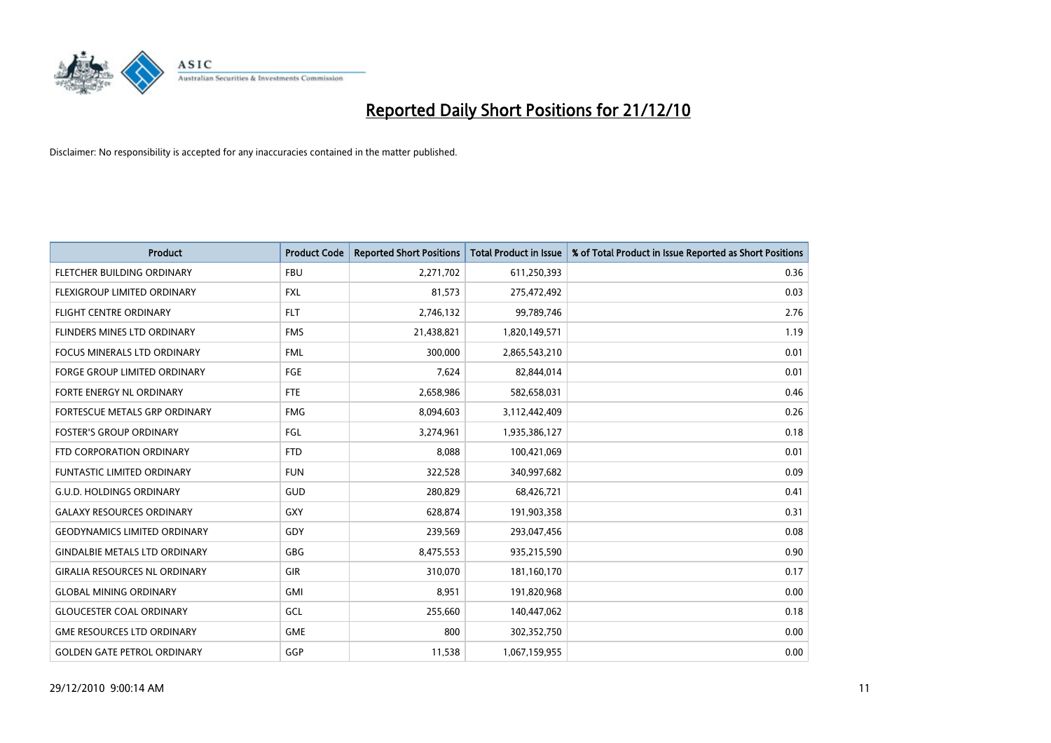# Reported Daily Short Positions for 21/12/10

Disclaimer: No responsibility is accepted for any inaccuracies contained in the matter published.

| Product | Product Code | Reported Short Positions | Total Product in Issue | % of Total Product in Issue Reported as Short Positions |
|---|---|---|---|---|
| FLETCHER BUILDING ORDINARY | FBU | 2,271,702 | 611,250,393 | 0.36 |
| FLEXIGROUP LIMITED ORDINARY | FXL | 81,573 | 275,472,492 | 0.03 |
| FLIGHT CENTRE ORDINARY | FLT | 2,746,132 | 99,789,746 | 2.76 |
| FLINDERS MINES LTD ORDINARY | FMS | 21,438,821 | 1,820,149,571 | 1.19 |
| FOCUS MINERALS LTD ORDINARY | FML | 300,000 | 2,865,543,210 | 0.01 |
| FORGE GROUP LIMITED ORDINARY | FGE | 7,624 | 82,844,014 | 0.01 |
| FORTE ENERGY NL ORDINARY | FTE | 2,658,986 | 582,658,031 | 0.46 |
| FORTESCUE METALS GRP ORDINARY | FMG | 8,094,603 | 3,112,442,409 | 0.26 |
| FOSTER'S GROUP ORDINARY | FGL | 3,274,961 | 1,935,386,127 | 0.18 |
| FTD CORPORATION ORDINARY | FTD | 8,088 | 100,421,069 | 0.01 |
| FUNTASTIC LIMITED ORDINARY | FUN | 322,528 | 340,997,682 | 0.09 |
| G.U.D. HOLDINGS ORDINARY | GUD | 280,829 | 68,426,721 | 0.41 |
| GALAXY RESOURCES ORDINARY | GXY | 628,874 | 191,903,358 | 0.31 |
| GEODYNAMICS LIMITED ORDINARY | GDY | 239,569 | 293,047,456 | 0.08 |
| GINDALBIE METALS LTD ORDINARY | GBG | 8,475,553 | 935,215,590 | 0.90 |
| GIRALIA RESOURCES NL ORDINARY | GIR | 310,070 | 181,160,170 | 0.17 |
| GLOBAL MINING ORDINARY | GMI | 8,951 | 191,820,968 | 0.00 |
| GLOUCESTER COAL ORDINARY | GCL | 255,660 | 140,447,062 | 0.18 |
| GME RESOURCES LTD ORDINARY | GME | 800 | 302,352,750 | 0.00 |
| GOLDEN GATE PETROL ORDINARY | GGP | 11,538 | 1,067,159,955 | 0.00 |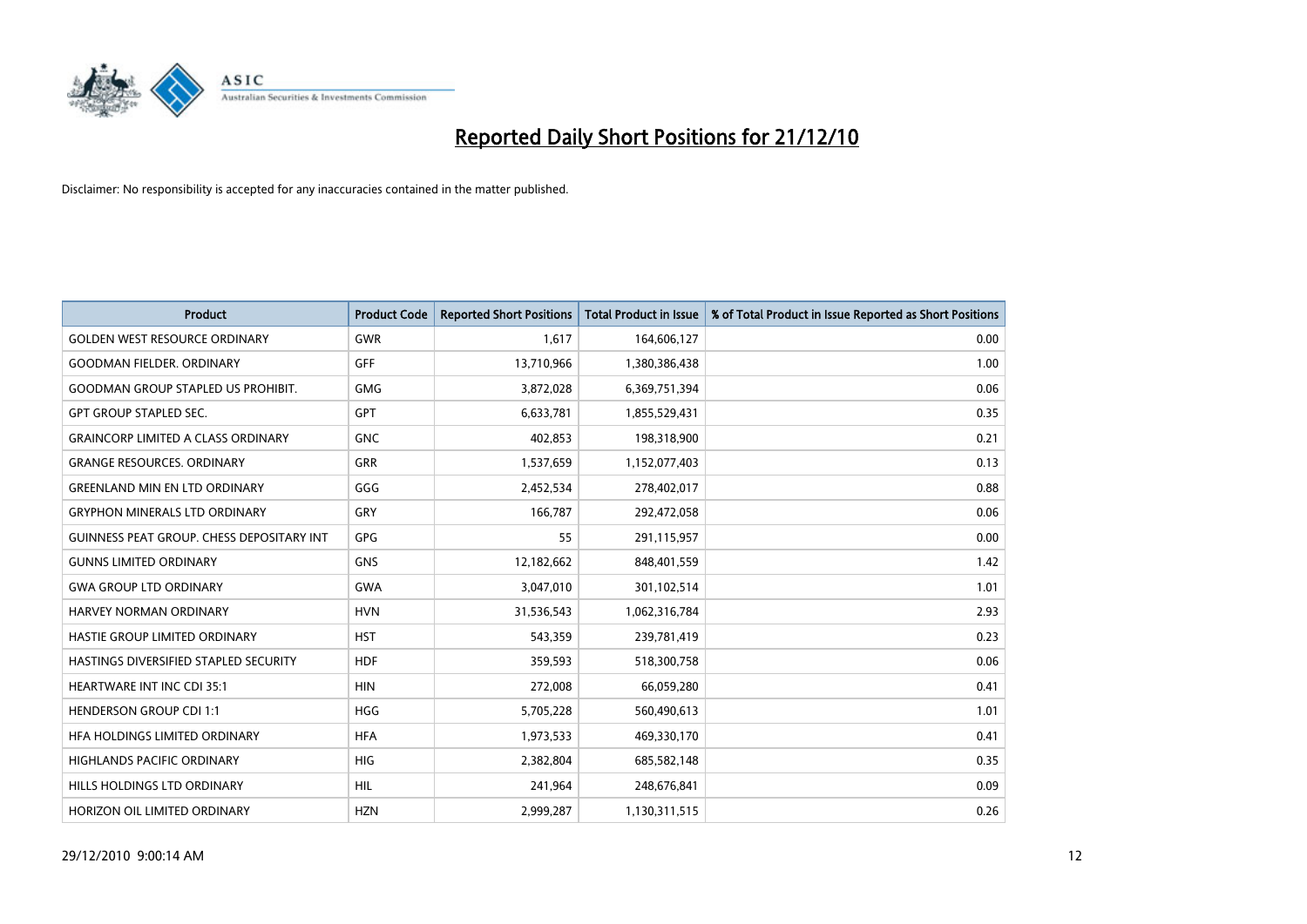# Reported Daily Short Positions for 21/12/10

Disclaimer: No responsibility is accepted for any inaccuracies contained in the matter published.

| Product | Product Code | Reported Short Positions | Total Product in Issue | % of Total Product in Issue Reported as Short Positions |
|---|---|---|---|---|
| GOLDEN WEST RESOURCE ORDINARY | GWR | 1,617 | 164,606,127 | 0.00 |
| GOODMAN FIELDER. ORDINARY | GFF | 13,710,966 | 1,380,386,438 | 1.00 |
| GOODMAN GROUP STAPLED US PROHIBIT. | GMG | 3,872,028 | 6,369,751,394 | 0.06 |
| GPT GROUP STAPLED SEC. | GPT | 6,633,781 | 1,855,529,431 | 0.35 |
| GRAINCORP LIMITED A CLASS ORDINARY | GNC | 402,853 | 198,318,900 | 0.21 |
| GRANGE RESOURCES. ORDINARY | GRR | 1,537,659 | 1,152,077,403 | 0.13 |
| GREENLAND MIN EN LTD ORDINARY | GGG | 2,452,534 | 278,402,017 | 0.88 |
| GRYPHON MINERALS LTD ORDINARY | GRY | 166,787 | 292,472,058 | 0.06 |
| GUINNESS PEAT GROUP. CHESS DEPOSITARY INT | GPG | 55 | 291,115,957 | 0.00 |
| GUNNS LIMITED ORDINARY | GNS | 12,182,662 | 848,401,559 | 1.42 |
| GWA GROUP LTD ORDINARY | GWA | 3,047,010 | 301,102,514 | 1.01 |
| HARVEY NORMAN ORDINARY | HVN | 31,536,543 | 1,062,316,784 | 2.93 |
| HASTIE GROUP LIMITED ORDINARY | HST | 543,359 | 239,781,419 | 0.23 |
| HASTINGS DIVERSIFIED STAPLED SECURITY | HDF | 359,593 | 518,300,758 | 0.06 |
| HEARTWARE INT INC CDI 35:1 | HIN | 272,008 | 66,059,280 | 0.41 |
| HENDERSON GROUP CDI 1:1 | HGG | 5,705,228 | 560,490,613 | 1.01 |
| HFA HOLDINGS LIMITED ORDINARY | HFA | 1,973,533 | 469,330,170 | 0.41 |
| HIGHLANDS PACIFIC ORDINARY | HIG | 2,382,804 | 685,582,148 | 0.35 |
| HILLS HOLDINGS LTD ORDINARY | HIL | 241,964 | 248,676,841 | 0.09 |
| HORIZON OIL LIMITED ORDINARY | HZN | 2,999,287 | 1,130,311,515 | 0.26 |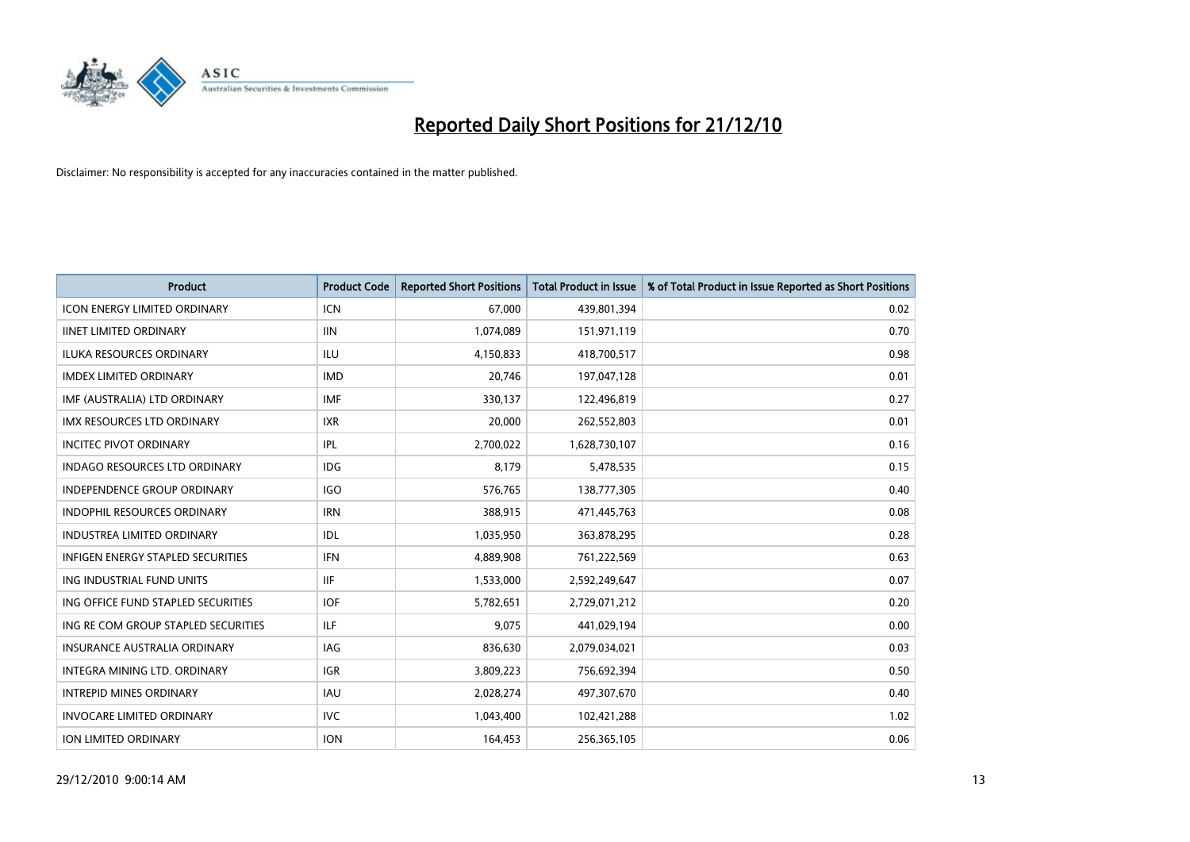# Reported Daily Short Positions for 21/12/10

Disclaimer: No responsibility is accepted for any inaccuracies contained in the matter published.

| Product | Product Code | Reported Short Positions | Total Product in Issue | % of Total Product in Issue Reported as Short Positions |
|---|---|---|---|---|
| ICON ENERGY LIMITED ORDINARY | ICN | 67,000 | 439,801,394 | 0.02 |
| IINET LIMITED ORDINARY | IIN | 1,074,089 | 151,971,119 | 0.70 |
| ILUKA RESOURCES ORDINARY | ILU | 4,150,833 | 418,700,517 | 0.98 |
| IMDEX LIMITED ORDINARY | IMD | 20,746 | 197,047,128 | 0.01 |
| IMF (AUSTRALIA) LTD ORDINARY | IMF | 330,137 | 122,496,819 | 0.27 |
| IMX RESOURCES LTD ORDINARY | IXR | 20,000 | 262,552,803 | 0.01 |
| INCITEC PIVOT ORDINARY | IPL | 2,700,022 | 1,628,730,107 | 0.16 |
| INDAGO RESOURCES LTD ORDINARY | IDG | 8,179 | 5,478,535 | 0.15 |
| INDEPENDENCE GROUP ORDINARY | IGO | 576,765 | 138,777,305 | 0.40 |
| INDOPHIL RESOURCES ORDINARY | IRN | 388,915 | 471,445,763 | 0.08 |
| INDUSTREA LIMITED ORDINARY | IDL | 1,035,950 | 363,878,295 | 0.28 |
| INFIGEN ENERGY STAPLED SECURITIES | IFN | 4,889,908 | 761,222,569 | 0.63 |
| ING INDUSTRIAL FUND UNITS | IIF | 1,533,000 | 2,592,249,647 | 0.07 |
| ING OFFICE FUND STAPLED SECURITIES | IOF | 5,782,651 | 2,729,071,212 | 0.20 |
| ING RE COM GROUP STAPLED SECURITIES | ILF | 9,075 | 441,029,194 | 0.00 |
| INSURANCE AUSTRALIA ORDINARY | IAG | 836,630 | 2,079,034,021 | 0.03 |
| INTEGRA MINING LTD. ORDINARY | IGR | 3,809,223 | 756,692,394 | 0.50 |
| INTREPID MINES ORDINARY | IAU | 2,028,274 | 497,307,670 | 0.40 |
| INVOCARE LIMITED ORDINARY | IVC | 1,043,400 | 102,421,288 | 1.02 |
| ION LIMITED ORDINARY | ION | 164,453 | 256,365,105 | 0.06 |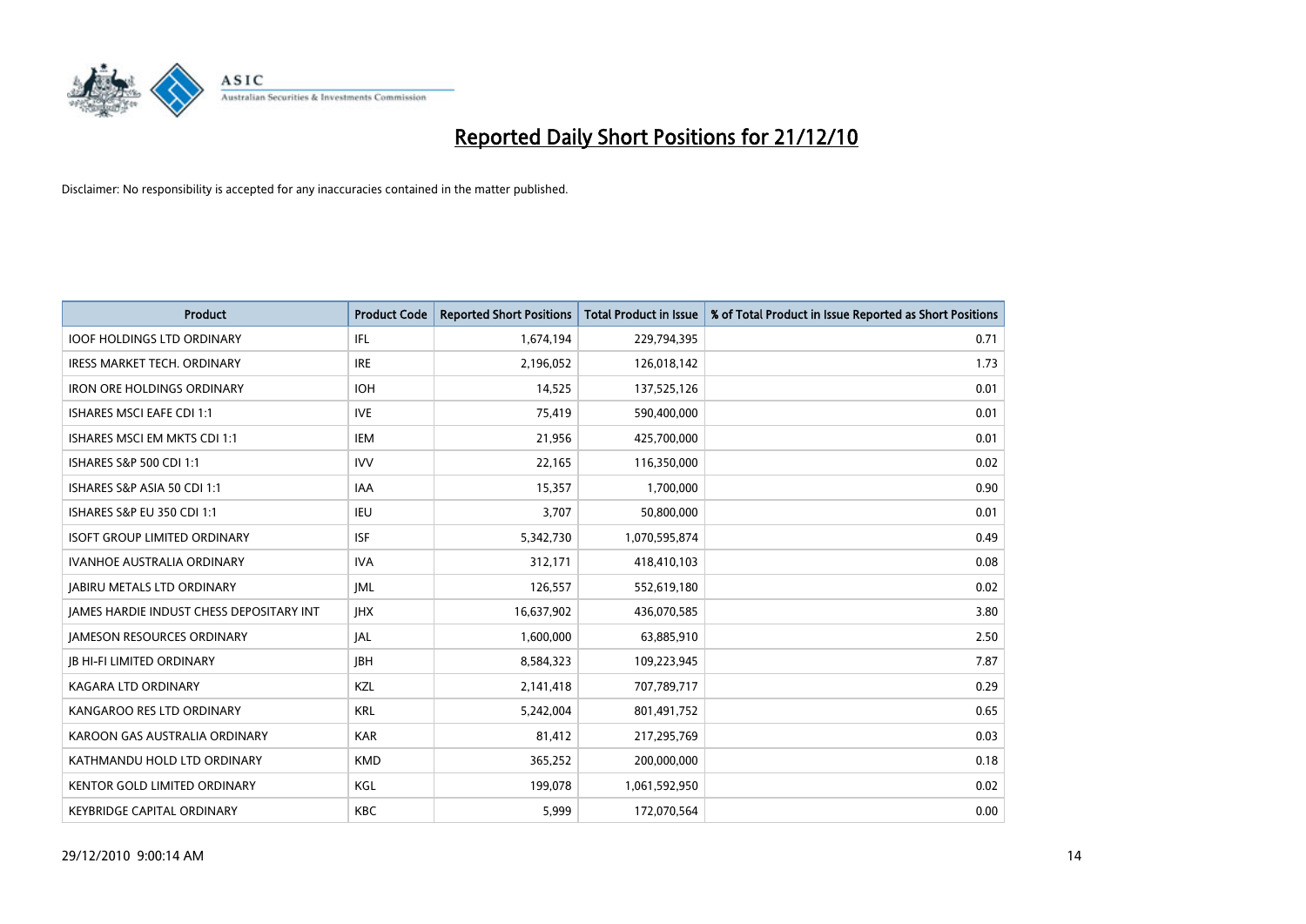# Reported Daily Short Positions for 21/12/10

Disclaimer: No responsibility is accepted for any inaccuracies contained in the matter published.

| Product | Product Code | Reported Short Positions | Total Product in Issue | % of Total Product in Issue Reported as Short Positions |
|---|---|---|---|---|
| IOOF HOLDINGS LTD ORDINARY | IFL | 1,674,194 | 229,794,395 | 0.71 |
| IRESS MARKET TECH. ORDINARY | IRE | 2,196,052 | 126,018,142 | 1.73 |
| IRON ORE HOLDINGS ORDINARY | IOH | 14,525 | 137,525,126 | 0.01 |
| ISHARES MSCI EAFE CDI 1:1 | IVE | 75,419 | 590,400,000 | 0.01 |
| ISHARES MSCI EM MKTS CDI 1:1 | IEM | 21,956 | 425,700,000 | 0.01 |
| ISHARES S&P 500 CDI 1:1 | IVV | 22,165 | 116,350,000 | 0.02 |
| ISHARES S&P ASIA 50 CDI 1:1 | IAA | 15,357 | 1,700,000 | 0.90 |
| ISHARES S&P EU 350 CDI 1:1 | IEU | 3,707 | 50,800,000 | 0.01 |
| ISOFT GROUP LIMITED ORDINARY | ISF | 5,342,730 | 1,070,595,874 | 0.49 |
| IVANHOE AUSTRALIA ORDINARY | IVA | 312,171 | 418,410,103 | 0.08 |
| JABIRU METALS LTD ORDINARY | JML | 126,557 | 552,619,180 | 0.02 |
| JAMES HARDIE INDUST CHESS DEPOSITARY INT | JHX | 16,637,902 | 436,070,585 | 3.80 |
| JAMESON RESOURCES ORDINARY | JAL | 1,600,000 | 63,885,910 | 2.50 |
| JB HI-FI LIMITED ORDINARY | JBH | 8,584,323 | 109,223,945 | 7.87 |
| KAGARA LTD ORDINARY | KZL | 2,141,418 | 707,789,717 | 0.29 |
| KANGAROO RES LTD ORDINARY | KRL | 5,242,004 | 801,491,752 | 0.65 |
| KAROON GAS AUSTRALIA ORDINARY | KAR | 81,412 | 217,295,769 | 0.03 |
| KATHMANDU HOLD LTD ORDINARY | KMD | 365,252 | 200,000,000 | 0.18 |
| KENTOR GOLD LIMITED ORDINARY | KGL | 199,078 | 1,061,592,950 | 0.02 |
| KEYBRIDGE CAPITAL ORDINARY | KBC | 5,999 | 172,070,564 | 0.00 |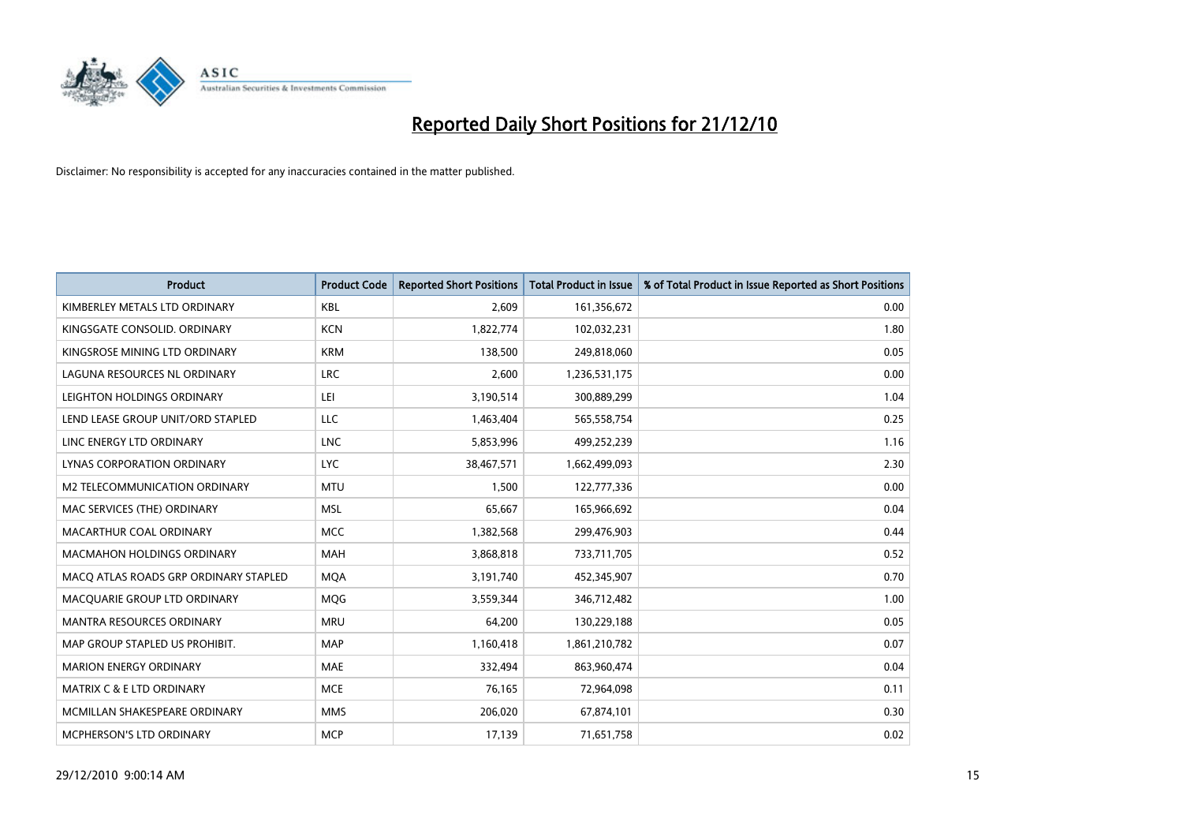# Reported Daily Short Positions for 21/12/10

Disclaimer: No responsibility is accepted for any inaccuracies contained in the matter published.

| Product | Product Code | Reported Short Positions | Total Product in Issue | % of Total Product in Issue Reported as Short Positions |
|---|---|---|---|---|
| KIMBERLEY METALS LTD ORDINARY | KBL | 2,609 | 161,356,672 | 0.00 |
| KINGSGATE CONSOLID. ORDINARY | KCN | 1,822,774 | 102,032,231 | 1.80 |
| KINGSROSE MINING LTD ORDINARY | KRM | 138,500 | 249,818,060 | 0.05 |
| LAGUNA RESOURCES NL ORDINARY | LRC | 2,600 | 1,236,531,175 | 0.00 |
| LEIGHTON HOLDINGS ORDINARY | LEI | 3,190,514 | 300,889,299 | 1.04 |
| LEND LEASE GROUP UNIT/ORD STAPLED | LLC | 1,463,404 | 565,558,754 | 0.25 |
| LINC ENERGY LTD ORDINARY | LNC | 5,853,996 | 499,252,239 | 1.16 |
| LYNAS CORPORATION ORDINARY | LYC | 38,467,571 | 1,662,499,093 | 2.30 |
| M2 TELECOMMUNICATION ORDINARY | MTU | 1,500 | 122,777,336 | 0.00 |
| MAC SERVICES (THE) ORDINARY | MSL | 65,667 | 165,966,692 | 0.04 |
| MACARTHUR COAL ORDINARY | MCC | 1,382,568 | 299,476,903 | 0.44 |
| MACMAHON HOLDINGS ORDINARY | MAH | 3,868,818 | 733,711,705 | 0.52 |
| MACQ ATLAS ROADS GRP ORDINARY STAPLED | MQA | 3,191,740 | 452,345,907 | 0.70 |
| MACQUARIE GROUP LTD ORDINARY | MQG | 3,559,344 | 346,712,482 | 1.00 |
| MANTRA RESOURCES ORDINARY | MRU | 64,200 | 130,229,188 | 0.05 |
| MAP GROUP STAPLED US PROHIBIT. | MAP | 1,160,418 | 1,861,210,782 | 0.07 |
| MARION ENERGY ORDINARY | MAE | 332,494 | 863,960,474 | 0.04 |
| MATRIX C & E LTD ORDINARY | MCE | 76,165 | 72,964,098 | 0.11 |
| MCMILLAN SHAKESPEARE ORDINARY | MMS | 206,020 | 67,874,101 | 0.30 |
| MCPHERSON'S LTD ORDINARY | MCP | 17,139 | 71,651,758 | 0.02 |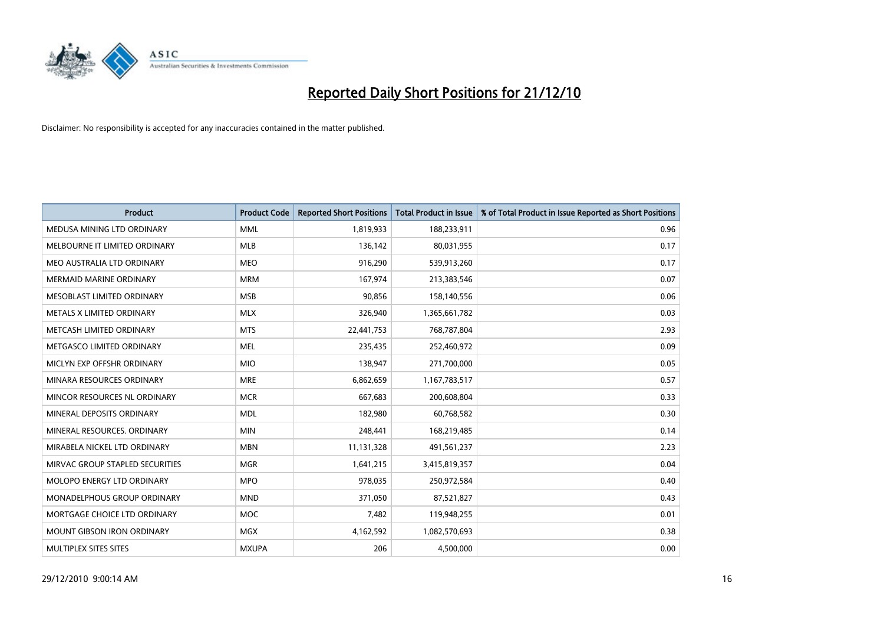# Reported Daily Short Positions for 21/12/10

Disclaimer: No responsibility is accepted for any inaccuracies contained in the matter published.

| Product | Product Code | Reported Short Positions | Total Product in Issue | % of Total Product in Issue Reported as Short Positions |
|---|---|---|---|---|
| MEDUSA MINING LTD ORDINARY | MML | 1,819,933 | 188,233,911 | 0.96 |
| MELBOURNE IT LIMITED ORDINARY | MLB | 136,142 | 80,031,955 | 0.17 |
| MEO AUSTRALIA LTD ORDINARY | MEO | 916,290 | 539,913,260 | 0.17 |
| MERMAID MARINE ORDINARY | MRM | 167,974 | 213,383,546 | 0.07 |
| MESOBLAST LIMITED ORDINARY | MSB | 90,856 | 158,140,556 | 0.06 |
| METALS X LIMITED ORDINARY | MLX | 326,940 | 1,365,661,782 | 0.03 |
| METCASH LIMITED ORDINARY | MTS | 22,441,753 | 768,787,804 | 2.93 |
| METGASCO LIMITED ORDINARY | MEL | 235,435 | 252,460,972 | 0.09 |
| MICLYN EXP OFFSHR ORDINARY | MIO | 138,947 | 271,700,000 | 0.05 |
| MINARA RESOURCES ORDINARY | MRE | 6,862,659 | 1,167,783,517 | 0.57 |
| MINCOR RESOURCES NL ORDINARY | MCR | 667,683 | 200,608,804 | 0.33 |
| MINERAL DEPOSITS ORDINARY | MDL | 182,980 | 60,768,582 | 0.30 |
| MINERAL RESOURCES. ORDINARY | MIN | 248,441 | 168,219,485 | 0.14 |
| MIRABELA NICKEL LTD ORDINARY | MBN | 11,131,328 | 491,561,237 | 2.23 |
| MIRVAC GROUP STAPLED SECURITIES | MGR | 1,641,215 | 3,415,819,357 | 0.04 |
| MOLOPO ENERGY LTD ORDINARY | MPO | 978,035 | 250,972,584 | 0.40 |
| MONADELPHOUS GROUP ORDINARY | MND | 371,050 | 87,521,827 | 0.43 |
| MORTGAGE CHOICE LTD ORDINARY | MOC | 7,482 | 119,948,255 | 0.01 |
| MOUNT GIBSON IRON ORDINARY | MGX | 4,162,592 | 1,082,570,693 | 0.38 |
| MULTIPLEX SITES SITES | MXUPA | 206 | 4,500,000 | 0.00 |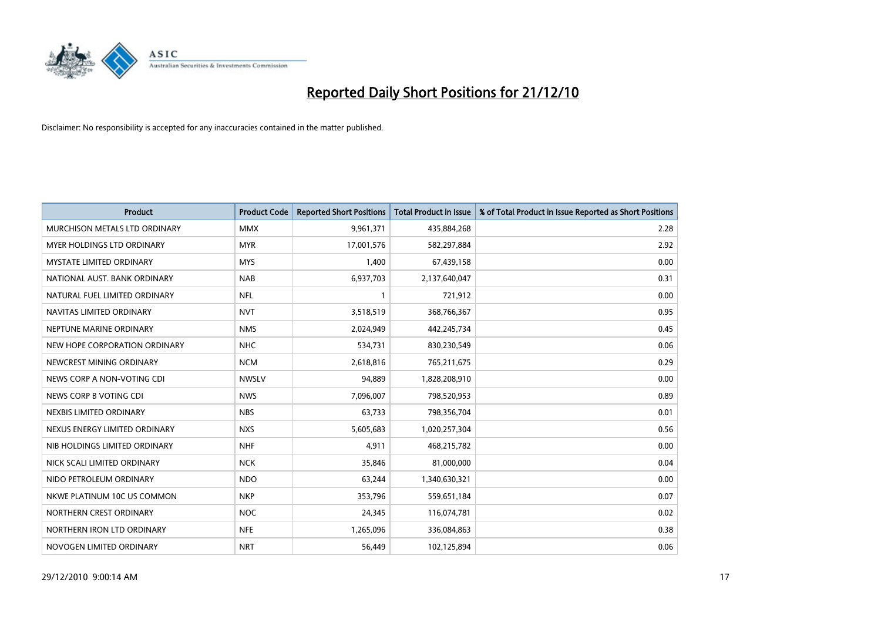# Reported Daily Short Positions for 21/12/10

Disclaimer: No responsibility is accepted for any inaccuracies contained in the matter published.

| Product | Product Code | Reported Short Positions | Total Product in Issue | % of Total Product in Issue Reported as Short Positions |
|---|---|---|---|---|
| MURCHISON METALS LTD ORDINARY | MMX | 9,961,371 | 435,884,268 | 2.28 |
| MYER HOLDINGS LTD ORDINARY | MYR | 17,001,576 | 582,297,884 | 2.92 |
| MYSTATE LIMITED ORDINARY | MYS | 1,400 | 67,439,158 | 0.00 |
| NATIONAL AUST. BANK ORDINARY | NAB | 6,937,703 | 2,137,640,047 | 0.31 |
| NATURAL FUEL LIMITED ORDINARY | NFL | 1 | 721,912 | 0.00 |
| NAVITAS LIMITED ORDINARY | NVT | 3,518,519 | 368,766,367 | 0.95 |
| NEPTUNE MARINE ORDINARY | NMS | 2,024,949 | 442,245,734 | 0.45 |
| NEW HOPE CORPORATION ORDINARY | NHC | 534,731 | 830,230,549 | 0.06 |
| NEWCREST MINING ORDINARY | NCM | 2,618,816 | 765,211,675 | 0.29 |
| NEWS CORP A NON-VOTING CDI | NWSLV | 94,889 | 1,828,208,910 | 0.00 |
| NEWS CORP B VOTING CDI | NWS | 7,096,007 | 798,520,953 | 0.89 |
| NEXBIS LIMITED ORDINARY | NBS | 63,733 | 798,356,704 | 0.01 |
| NEXUS ENERGY LIMITED ORDINARY | NXS | 5,605,683 | 1,020,257,304 | 0.56 |
| NIB HOLDINGS LIMITED ORDINARY | NHF | 4,911 | 468,215,782 | 0.00 |
| NICK SCALI LIMITED ORDINARY | NCK | 35,846 | 81,000,000 | 0.04 |
| NIDO PETROLEUM ORDINARY | NDO | 63,244 | 1,340,630,321 | 0.00 |
| NKWE PLATINUM 10C US COMMON | NKP | 353,796 | 559,651,184 | 0.07 |
| NORTHERN CREST ORDINARY | NOC | 24,345 | 116,074,781 | 0.02 |
| NORTHERN IRON LTD ORDINARY | NFE | 1,265,096 | 336,084,863 | 0.38 |
| NOVOGEN LIMITED ORDINARY | NRT | 56,449 | 102,125,894 | 0.06 |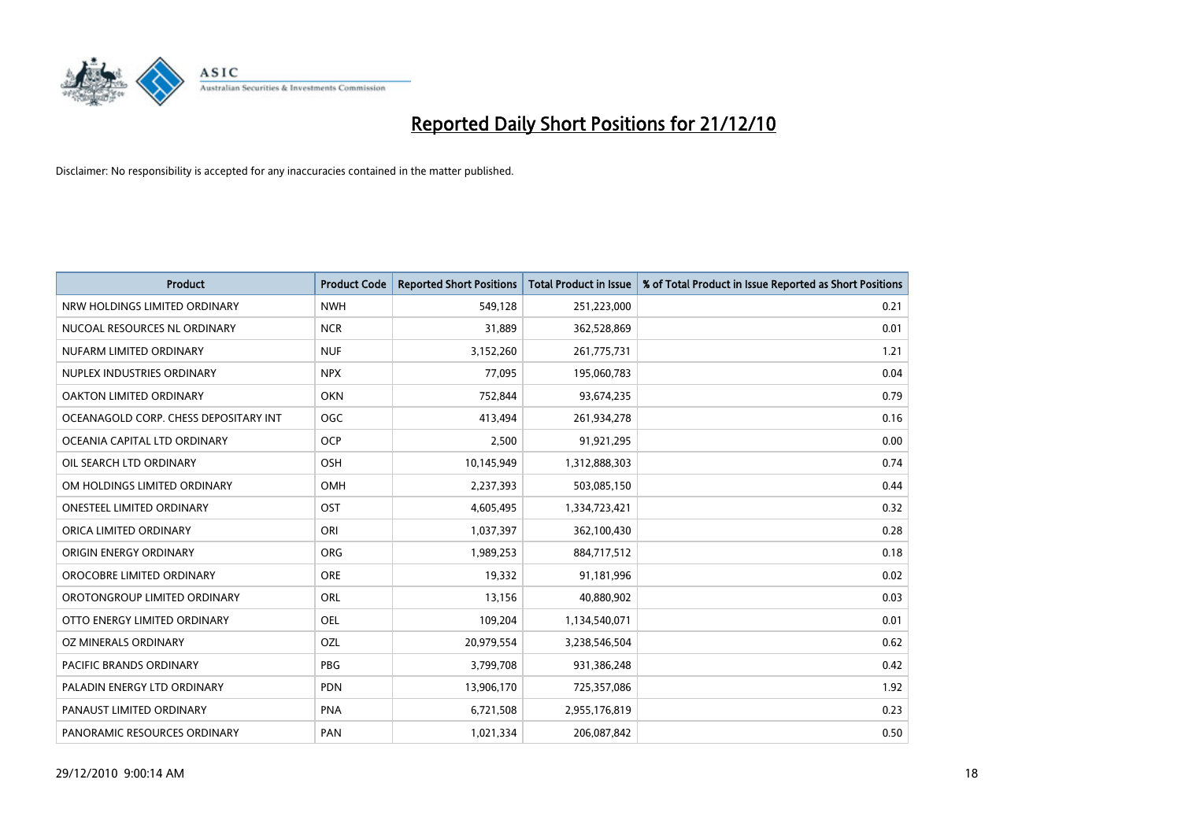# Reported Daily Short Positions for 21/12/10

Disclaimer: No responsibility is accepted for any inaccuracies contained in the matter published.

| Product | Product Code | Reported Short Positions | Total Product in Issue | % of Total Product in Issue Reported as Short Positions |
|---|---|---|---|---|
| NRW HOLDINGS LIMITED ORDINARY | NWH | 549,128 | 251,223,000 | 0.21 |
| NUCOAL RESOURCES NL ORDINARY | NCR | 31,889 | 362,528,869 | 0.01 |
| NUFARM LIMITED ORDINARY | NUF | 3,152,260 | 261,775,731 | 1.21 |
| NUPLEX INDUSTRIES ORDINARY | NPX | 77,095 | 195,060,783 | 0.04 |
| OAKTON LIMITED ORDINARY | OKN | 752,844 | 93,674,235 | 0.79 |
| OCEANAGOLD CORP. CHESS DEPOSITARY INT | OGC | 413,494 | 261,934,278 | 0.16 |
| OCEANIA CAPITAL LTD ORDINARY | OCP | 2,500 | 91,921,295 | 0.00 |
| OIL SEARCH LTD ORDINARY | OSH | 10,145,949 | 1,312,888,303 | 0.74 |
| OM HOLDINGS LIMITED ORDINARY | OMH | 2,237,393 | 503,085,150 | 0.44 |
| ONESTEEL LIMITED ORDINARY | OST | 4,605,495 | 1,334,723,421 | 0.32 |
| ORICA LIMITED ORDINARY | ORI | 1,037,397 | 362,100,430 | 0.28 |
| ORIGIN ENERGY ORDINARY | ORG | 1,989,253 | 884,717,512 | 0.18 |
| OROCOBRE LIMITED ORDINARY | ORE | 19,332 | 91,181,996 | 0.02 |
| OROTONGROUP LIMITED ORDINARY | ORL | 13,156 | 40,880,902 | 0.03 |
| OTTO ENERGY LIMITED ORDINARY | OEL | 109,204 | 1,134,540,071 | 0.01 |
| OZ MINERALS ORDINARY | OZL | 20,979,554 | 3,238,546,504 | 0.62 |
| PACIFIC BRANDS ORDINARY | PBG | 3,799,708 | 931,386,248 | 0.42 |
| PALADIN ENERGY LTD ORDINARY | PDN | 13,906,170 | 725,357,086 | 1.92 |
| PANAUST LIMITED ORDINARY | PNA | 6,721,508 | 2,955,176,819 | 0.23 |
| PANORAMIC RESOURCES ORDINARY | PAN | 1,021,334 | 206,087,842 | 0.50 |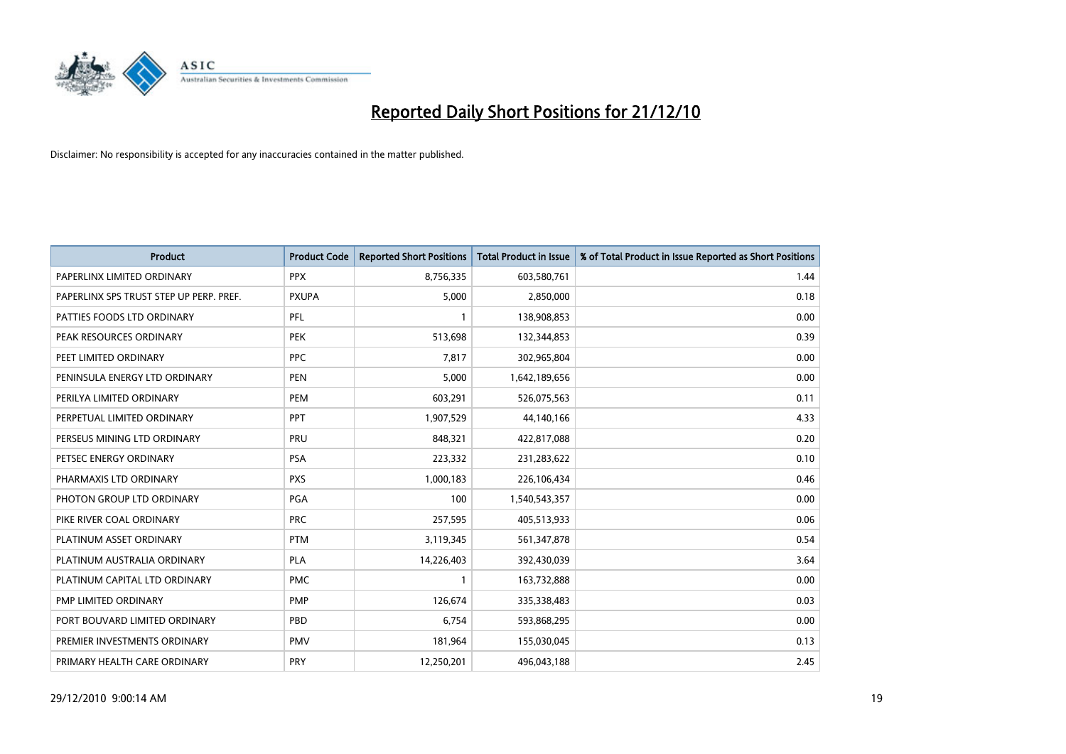# Reported Daily Short Positions for 21/12/10

Disclaimer: No responsibility is accepted for any inaccuracies contained in the matter published.

| Product | Product Code | Reported Short Positions | Total Product in Issue | % of Total Product in Issue Reported as Short Positions |
|---|---|---|---|---|
| PAPERLINX LIMITED ORDINARY | PPX | 8,756,335 | 603,580,761 | 1.44 |
| PAPERLINX SPS TRUST STEP UP PERP. PREF. | PXUPA | 5,000 | 2,850,000 | 0.18 |
| PATTIES FOODS LTD ORDINARY | PFL | 1 | 138,908,853 | 0.00 |
| PEAK RESOURCES ORDINARY | PEK | 513,698 | 132,344,853 | 0.39 |
| PEET LIMITED ORDINARY | PPC | 7,817 | 302,965,804 | 0.00 |
| PENINSULA ENERGY LTD ORDINARY | PEN | 5,000 | 1,642,189,656 | 0.00 |
| PERILYA LIMITED ORDINARY | PEM | 603,291 | 526,075,563 | 0.11 |
| PERPETUAL LIMITED ORDINARY | PPT | 1,907,529 | 44,140,166 | 4.33 |
| PERSEUS MINING LTD ORDINARY | PRU | 848,321 | 422,817,088 | 0.20 |
| PETSEC ENERGY ORDINARY | PSA | 223,332 | 231,283,622 | 0.10 |
| PHARMAXIS LTD ORDINARY | PXS | 1,000,183 | 226,106,434 | 0.46 |
| PHOTON GROUP LTD ORDINARY | PGA | 100 | 1,540,543,357 | 0.00 |
| PIKE RIVER COAL ORDINARY | PRC | 257,595 | 405,513,933 | 0.06 |
| PLATINUM ASSET ORDINARY | PTM | 3,119,345 | 561,347,878 | 0.54 |
| PLATINUM AUSTRALIA ORDINARY | PLA | 14,226,403 | 392,430,039 | 3.64 |
| PLATINUM CAPITAL LTD ORDINARY | PMC | 1 | 163,732,888 | 0.00 |
| PMP LIMITED ORDINARY | PMP | 126,674 | 335,338,483 | 0.03 |
| PORT BOUVARD LIMITED ORDINARY | PBD | 6,754 | 593,868,295 | 0.00 |
| PREMIER INVESTMENTS ORDINARY | PMV | 181,964 | 155,030,045 | 0.13 |
| PRIMARY HEALTH CARE ORDINARY | PRY | 12,250,201 | 496,043,188 | 2.45 |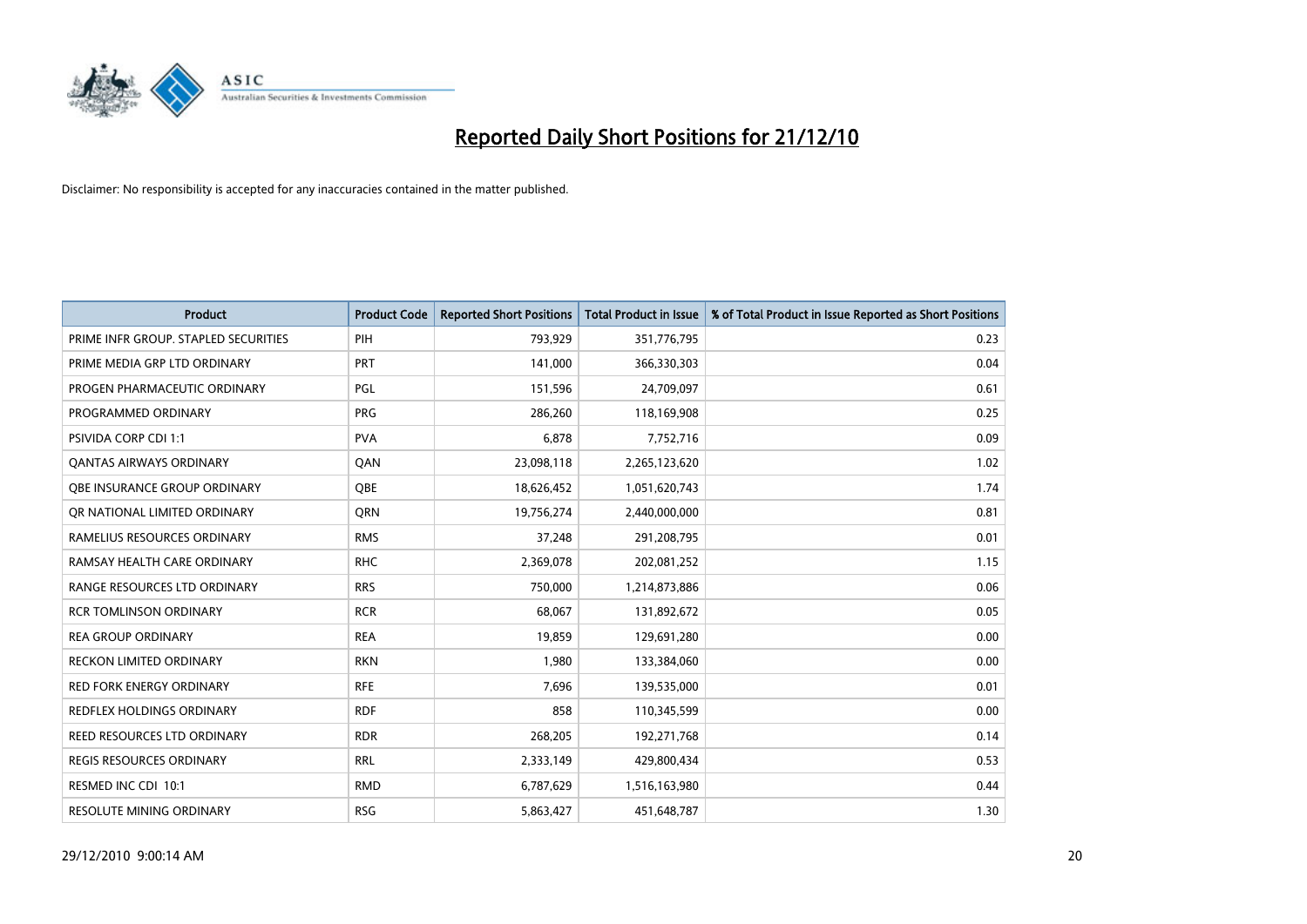# Reported Daily Short Positions for 21/12/10

Disclaimer: No responsibility is accepted for any inaccuracies contained in the matter published.

| Product | Product Code | Reported Short Positions | Total Product in Issue | % of Total Product in Issue Reported as Short Positions |
|---|---|---|---|---|
| PRIME INFR GROUP. STAPLED SECURITIES | PIH | 793,929 | 351,776,795 | 0.23 |
| PRIME MEDIA GRP LTD ORDINARY | PRT | 141,000 | 366,330,303 | 0.04 |
| PROGEN PHARMACEUTIC ORDINARY | PGL | 151,596 | 24,709,097 | 0.61 |
| PROGRAMMED ORDINARY | PRG | 286,260 | 118,169,908 | 0.25 |
| PSIVIDA CORP CDI 1:1 | PVA | 6,878 | 7,752,716 | 0.09 |
| QANTAS AIRWAYS ORDINARY | QAN | 23,098,118 | 2,265,123,620 | 1.02 |
| QBE INSURANCE GROUP ORDINARY | QBE | 18,626,452 | 1,051,620,743 | 1.74 |
| QR NATIONAL LIMITED ORDINARY | QRN | 19,756,274 | 2,440,000,000 | 0.81 |
| RAMELIUS RESOURCES ORDINARY | RMS | 37,248 | 291,208,795 | 0.01 |
| RAMSAY HEALTH CARE ORDINARY | RHC | 2,369,078 | 202,081,252 | 1.15 |
| RANGE RESOURCES LTD ORDINARY | RRS | 750,000 | 1,214,873,886 | 0.06 |
| RCR TOMLINSON ORDINARY | RCR | 68,067 | 131,892,672 | 0.05 |
| REA GROUP ORDINARY | REA | 19,859 | 129,691,280 | 0.00 |
| RECKON LIMITED ORDINARY | RKN | 1,980 | 133,384,060 | 0.00 |
| RED FORK ENERGY ORDINARY | RFE | 7,696 | 139,535,000 | 0.01 |
| REDFLEX HOLDINGS ORDINARY | RDF | 858 | 110,345,599 | 0.00 |
| REED RESOURCES LTD ORDINARY | RDR | 268,205 | 192,271,768 | 0.14 |
| REGIS RESOURCES ORDINARY | RRL | 2,333,149 | 429,800,434 | 0.53 |
| RESMED INC CDI 10:1 | RMD | 6,787,629 | 1,516,163,980 | 0.44 |
| RESOLUTE MINING ORDINARY | RSG | 5,863,427 | 451,648,787 | 1.30 |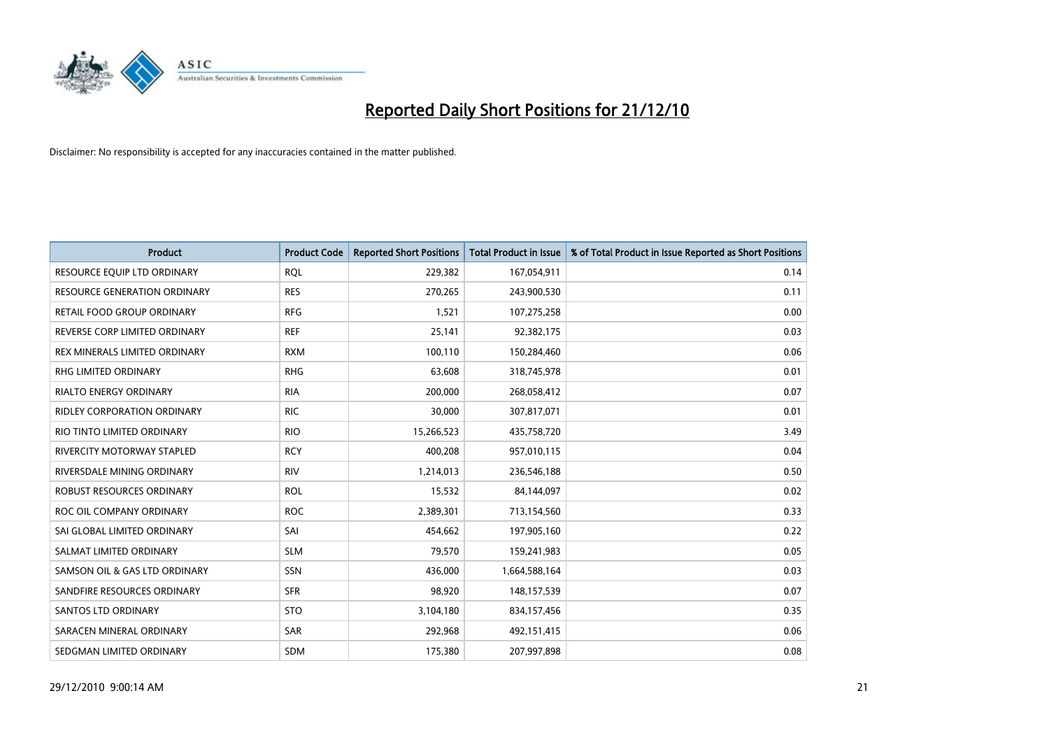# Reported Daily Short Positions for 21/12/10

Disclaimer: No responsibility is accepted for any inaccuracies contained in the matter published.

| Product | Product Code | Reported Short Positions | Total Product in Issue | % of Total Product in Issue Reported as Short Positions |
|---|---|---|---|---|
| RESOURCE EQUIP LTD ORDINARY | RQL | 229,382 | 167,054,911 | 0.14 |
| RESOURCE GENERATION ORDINARY | RES | 270,265 | 243,900,530 | 0.11 |
| RETAIL FOOD GROUP ORDINARY | RFG | 1,521 | 107,275,258 | 0.00 |
| REVERSE CORP LIMITED ORDINARY | REF | 25,141 | 92,382,175 | 0.03 |
| REX MINERALS LIMITED ORDINARY | RXM | 100,110 | 150,284,460 | 0.06 |
| RHG LIMITED ORDINARY | RHG | 63,608 | 318,745,978 | 0.01 |
| RIALTO ENERGY ORDINARY | RIA | 200,000 | 268,058,412 | 0.07 |
| RIDLEY CORPORATION ORDINARY | RIC | 30,000 | 307,817,071 | 0.01 |
| RIO TINTO LIMITED ORDINARY | RIO | 15,266,523 | 435,758,720 | 3.49 |
| RIVERCITY MOTORWAY STAPLED | RCY | 400,208 | 957,010,115 | 0.04 |
| RIVERSDALE MINING ORDINARY | RIV | 1,214,013 | 236,546,188 | 0.50 |
| ROBUST RESOURCES ORDINARY | ROL | 15,532 | 84,144,097 | 0.02 |
| ROC OIL COMPANY ORDINARY | ROC | 2,389,301 | 713,154,560 | 0.33 |
| SAI GLOBAL LIMITED ORDINARY | SAI | 454,662 | 197,905,160 | 0.22 |
| SALMAT LIMITED ORDINARY | SLM | 79,570 | 159,241,983 | 0.05 |
| SAMSON OIL & GAS LTD ORDINARY | SSN | 436,000 | 1,664,588,164 | 0.03 |
| SANDFIRE RESOURCES ORDINARY | SFR | 98,920 | 148,157,539 | 0.07 |
| SANTOS LTD ORDINARY | STO | 3,104,180 | 834,157,456 | 0.35 |
| SARACEN MINERAL ORDINARY | SAR | 292,968 | 492,151,415 | 0.06 |
| SEDGMAN LIMITED ORDINARY | SDM | 175,380 | 207,997,898 | 0.08 |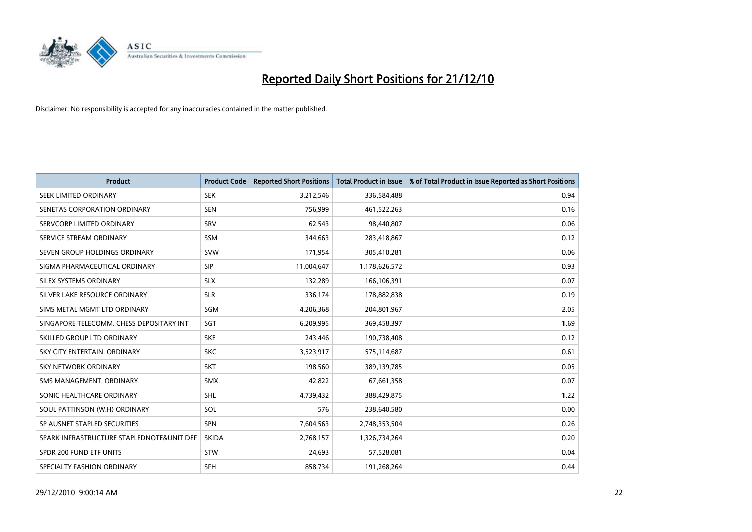# Reported Daily Short Positions for 21/12/10

Disclaimer: No responsibility is accepted for any inaccuracies contained in the matter published.

| Product | Product Code | Reported Short Positions | Total Product in Issue | % of Total Product in Issue Reported as Short Positions |
|---|---|---|---|---|
| SEEK LIMITED ORDINARY | SEK | 3,212,546 | 336,584,488 | 0.94 |
| SENETAS CORPORATION ORDINARY | SEN | 756,999 | 461,522,263 | 0.16 |
| SERVCORP LIMITED ORDINARY | SRV | 62,543 | 98,440,807 | 0.06 |
| SERVICE STREAM ORDINARY | SSM | 344,663 | 283,418,867 | 0.12 |
| SEVEN GROUP HOLDINGS ORDINARY | SVW | 171,954 | 305,410,281 | 0.06 |
| SIGMA PHARMACEUTICAL ORDINARY | SIP | 11,004,647 | 1,178,626,572 | 0.93 |
| SILEX SYSTEMS ORDINARY | SLX | 132,289 | 166,106,391 | 0.07 |
| SILVER LAKE RESOURCE ORDINARY | SLR | 336,174 | 178,882,838 | 0.19 |
| SIMS METAL MGMT LTD ORDINARY | SGM | 4,206,368 | 204,801,967 | 2.05 |
| SINGAPORE TELECOMM. CHESS DEPOSITARY INT | SGT | 6,209,995 | 369,458,397 | 1.69 |
| SKILLED GROUP LTD ORDINARY | SKE | 243,446 | 190,738,408 | 0.12 |
| SKY CITY ENTERTAIN. ORDINARY | SKC | 3,523,917 | 575,114,687 | 0.61 |
| SKY NETWORK ORDINARY | SKT | 198,560 | 389,139,785 | 0.05 |
| SMS MANAGEMENT. ORDINARY | SMX | 42,822 | 67,661,358 | 0.07 |
| SONIC HEALTHCARE ORDINARY | SHL | 4,739,432 | 388,429,875 | 1.22 |
| SOUL PATTINSON (W.H) ORDINARY | SOL | 576 | 238,640,580 | 0.00 |
| SP AUSNET STAPLED SECURITIES | SPN | 7,604,563 | 2,748,353,504 | 0.26 |
| SPARK INFRASTRUCTURE STAPLEDNOTE&UNIT DEF | SKIDA | 2,768,157 | 1,326,734,264 | 0.20 |
| SPDR 200 FUND ETF UNITS | STW | 24,693 | 57,528,081 | 0.04 |
| SPECIALTY FASHION ORDINARY | SFH | 858,734 | 191,268,264 | 0.44 |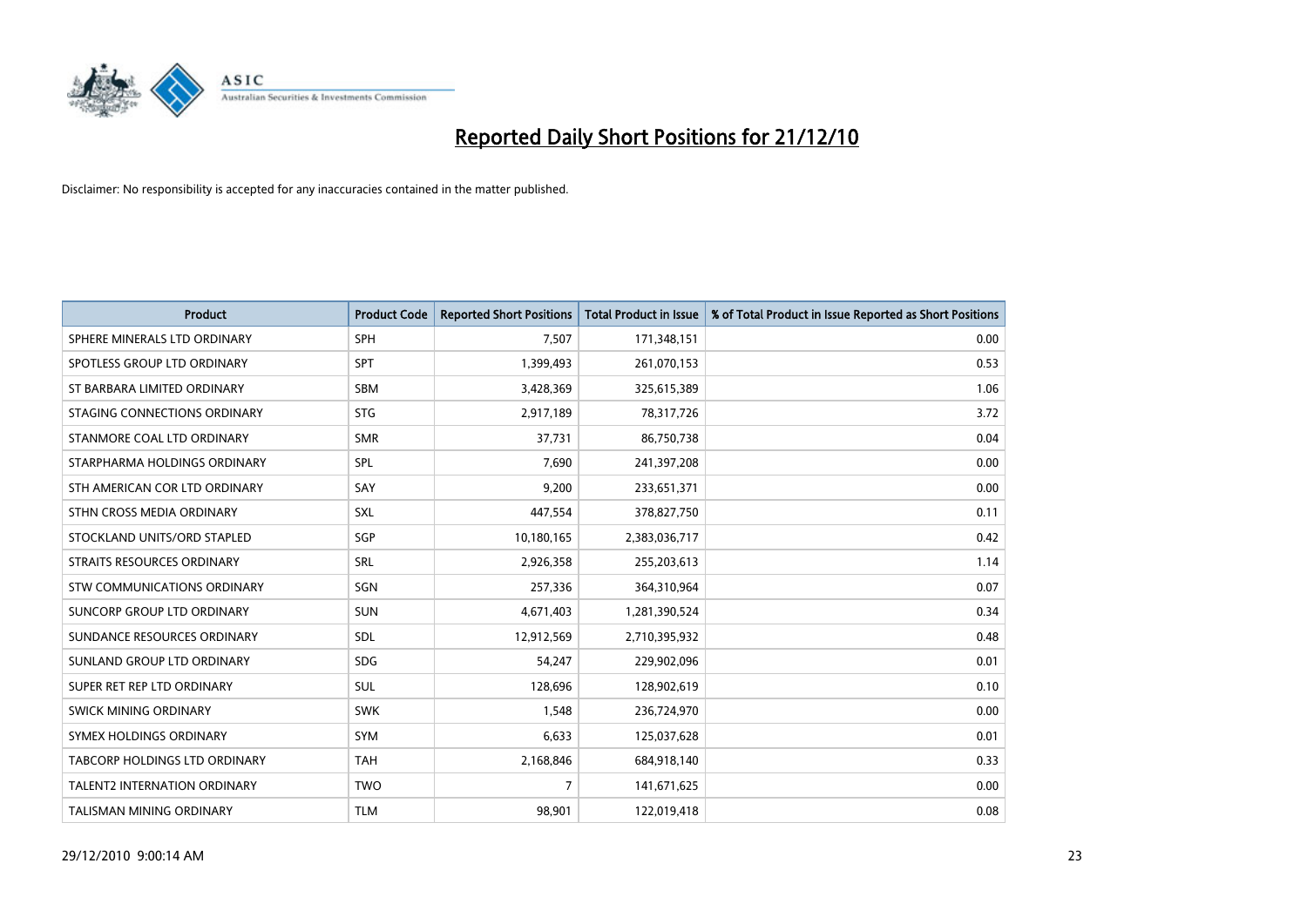# Reported Daily Short Positions for 21/12/10

Disclaimer: No responsibility is accepted for any inaccuracies contained in the matter published.

| Product | Product Code | Reported Short Positions | Total Product in Issue | % of Total Product in Issue Reported as Short Positions |
|---|---|---|---|---|
| SPHERE MINERALS LTD ORDINARY | SPH | 7,507 | 171,348,151 | 0.00 |
| SPOTLESS GROUP LTD ORDINARY | SPT | 1,399,493 | 261,070,153 | 0.53 |
| ST BARBARA LIMITED ORDINARY | SBM | 3,428,369 | 325,615,389 | 1.06 |
| STAGING CONNECTIONS ORDINARY | STG | 2,917,189 | 78,317,726 | 3.72 |
| STANMORE COAL LTD ORDINARY | SMR | 37,731 | 86,750,738 | 0.04 |
| STARPHARMA HOLDINGS ORDINARY | SPL | 7,690 | 241,397,208 | 0.00 |
| STH AMERICAN COR LTD ORDINARY | SAY | 9,200 | 233,651,371 | 0.00 |
| STHN CROSS MEDIA ORDINARY | SXL | 447,554 | 378,827,750 | 0.11 |
| STOCKLAND UNITS/ORD STAPLED | SGP | 10,180,165 | 2,383,036,717 | 0.42 |
| STRAITS RESOURCES ORDINARY | SRL | 2,926,358 | 255,203,613 | 1.14 |
| STW COMMUNICATIONS ORDINARY | SGN | 257,336 | 364,310,964 | 0.07 |
| SUNCORP GROUP LTD ORDINARY | SUN | 4,671,403 | 1,281,390,524 | 0.34 |
| SUNDANCE RESOURCES ORDINARY | SDL | 12,912,569 | 2,710,395,932 | 0.48 |
| SUNLAND GROUP LTD ORDINARY | SDG | 54,247 | 229,902,096 | 0.01 |
| SUPER RET REP LTD ORDINARY | SUL | 128,696 | 128,902,619 | 0.10 |
| SWICK MINING ORDINARY | SWK | 1,548 | 236,724,970 | 0.00 |
| SYMEX HOLDINGS ORDINARY | SYM | 6,633 | 125,037,628 | 0.01 |
| TABCORP HOLDINGS LTD ORDINARY | TAH | 2,168,846 | 684,918,140 | 0.33 |
| TALENT2 INTERNATION ORDINARY | TWO | 7 | 141,671,625 | 0.00 |
| TALISMAN MINING ORDINARY | TLM | 98,901 | 122,019,418 | 0.08 |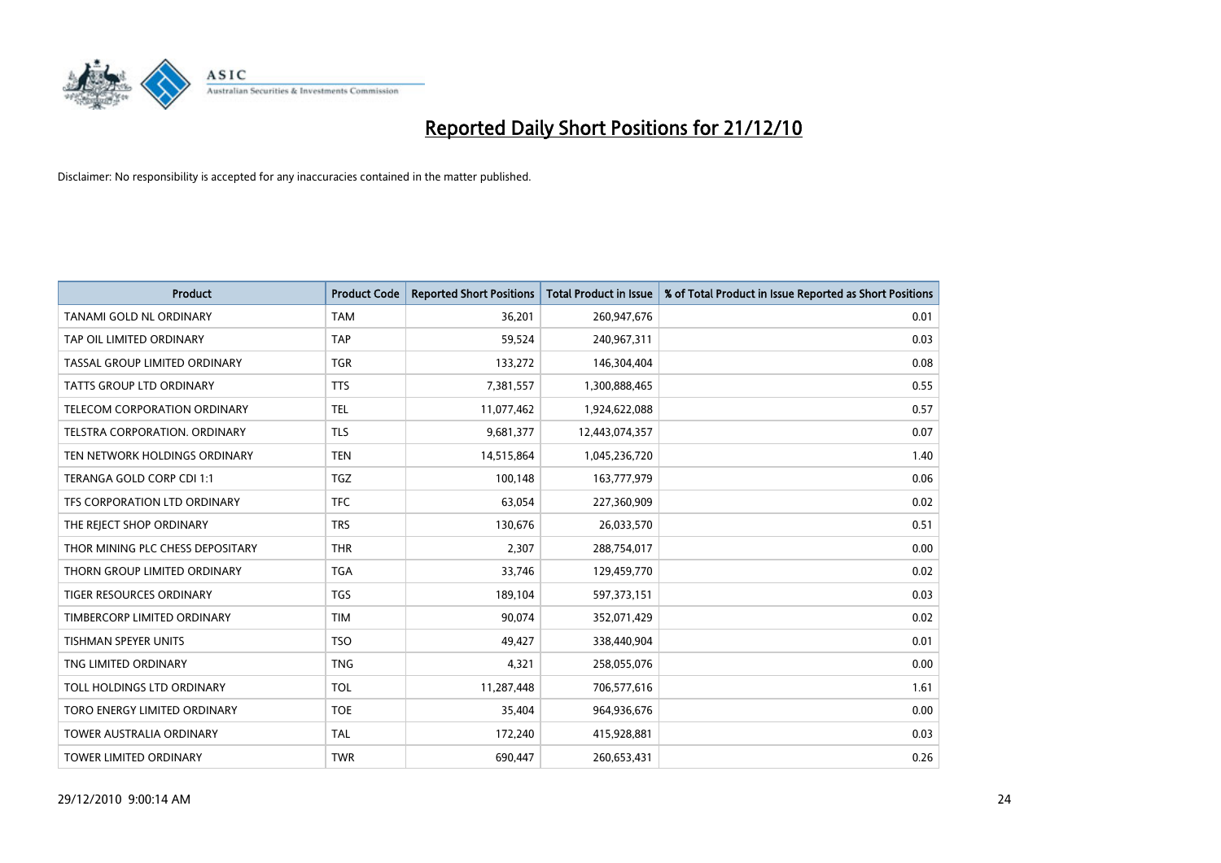# Reported Daily Short Positions for 21/12/10

Disclaimer: No responsibility is accepted for any inaccuracies contained in the matter published.

| Product | Product Code | Reported Short Positions | Total Product in Issue | % of Total Product in Issue Reported as Short Positions |
|---|---|---|---|---|
| TANAMI GOLD NL ORDINARY | TAM | 36,201 | 260,947,676 | 0.01 |
| TAP OIL LIMITED ORDINARY | TAP | 59,524 | 240,967,311 | 0.03 |
| TASSAL GROUP LIMITED ORDINARY | TGR | 133,272 | 146,304,404 | 0.08 |
| TATTS GROUP LTD ORDINARY | TTS | 7,381,557 | 1,300,888,465 | 0.55 |
| TELECOM CORPORATION ORDINARY | TEL | 11,077,462 | 1,924,622,088 | 0.57 |
| TELSTRA CORPORATION. ORDINARY | TLS | 9,681,377 | 12,443,074,357 | 0.07 |
| TEN NETWORK HOLDINGS ORDINARY | TEN | 14,515,864 | 1,045,236,720 | 1.40 |
| TERANGA GOLD CORP CDI 1:1 | TGZ | 100,148 | 163,777,979 | 0.06 |
| TFS CORPORATION LTD ORDINARY | TFC | 63,054 | 227,360,909 | 0.02 |
| THE REJECT SHOP ORDINARY | TRS | 130,676 | 26,033,570 | 0.51 |
| THOR MINING PLC CHESS DEPOSITARY | THR | 2,307 | 288,754,017 | 0.00 |
| THORN GROUP LIMITED ORDINARY | TGA | 33,746 | 129,459,770 | 0.02 |
| TIGER RESOURCES ORDINARY | TGS | 189,104 | 597,373,151 | 0.03 |
| TIMBERCORP LIMITED ORDINARY | TIM | 90,074 | 352,071,429 | 0.02 |
| TISHMAN SPEYER UNITS | TSO | 49,427 | 338,440,904 | 0.01 |
| TNG LIMITED ORDINARY | TNG | 4,321 | 258,055,076 | 0.00 |
| TOLL HOLDINGS LTD ORDINARY | TOL | 11,287,448 | 706,577,616 | 1.61 |
| TORO ENERGY LIMITED ORDINARY | TOE | 35,404 | 964,936,676 | 0.00 |
| TOWER AUSTRALIA ORDINARY | TAL | 172,240 | 415,928,881 | 0.03 |
| TOWER LIMITED ORDINARY | TWR | 690,447 | 260,653,431 | 0.26 |

29/12/2010 9:00:14 AM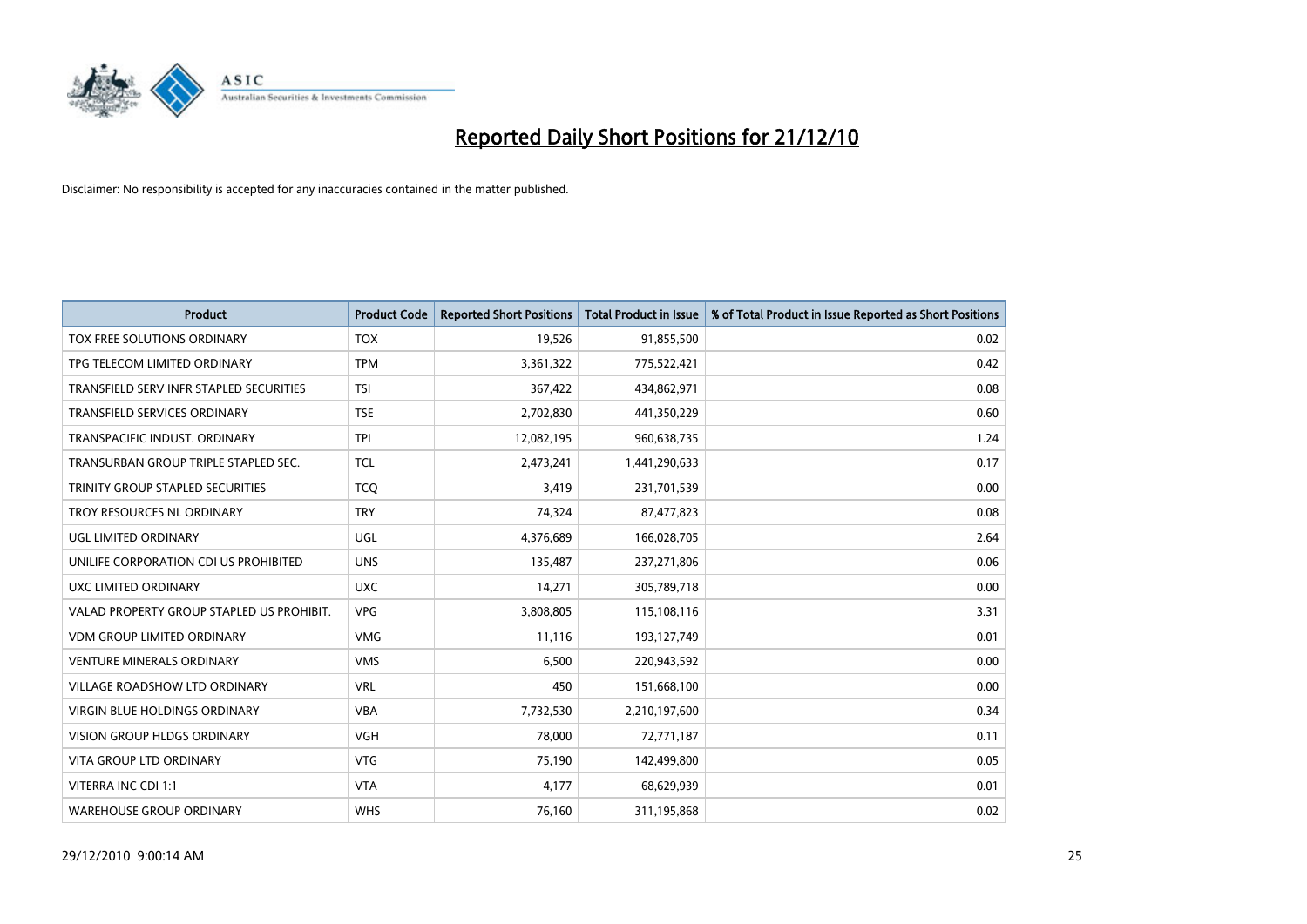# Reported Daily Short Positions for 21/12/10

Disclaimer: No responsibility is accepted for any inaccuracies contained in the matter published.

| Product | Product Code | Reported Short Positions | Total Product in Issue | % of Total Product in Issue Reported as Short Positions |
|---|---|---|---|---|
| TOX FREE SOLUTIONS ORDINARY | TOX | 19,526 | 91,855,500 | 0.02 |
| TPG TELECOM LIMITED ORDINARY | TPM | 3,361,322 | 775,522,421 | 0.42 |
| TRANSFIELD SERV INFR STAPLED SECURITIES | TSI | 367,422 | 434,862,971 | 0.08 |
| TRANSFIELD SERVICES ORDINARY | TSE | 2,702,830 | 441,350,229 | 0.60 |
| TRANSPACIFIC INDUST. ORDINARY | TPI | 12,082,195 | 960,638,735 | 1.24 |
| TRANSURBAN GROUP TRIPLE STAPLED SEC. | TCL | 2,473,241 | 1,441,290,633 | 0.17 |
| TRINITY GROUP STAPLED SECURITIES | TCQ | 3,419 | 231,701,539 | 0.00 |
| TROY RESOURCES NL ORDINARY | TRY | 74,324 | 87,477,823 | 0.08 |
| UGL LIMITED ORDINARY | UGL | 4,376,689 | 166,028,705 | 2.64 |
| UNILIFE CORPORATION CDI US PROHIBITED | UNS | 135,487 | 237,271,806 | 0.06 |
| UXC LIMITED ORDINARY | UXC | 14,271 | 305,789,718 | 0.00 |
| VALAD PROPERTY GROUP STAPLED US PROHIBIT. | VPG | 3,808,805 | 115,108,116 | 3.31 |
| VDM GROUP LIMITED ORDINARY | VMG | 11,116 | 193,127,749 | 0.01 |
| VENTURE MINERALS ORDINARY | VMS | 6,500 | 220,943,592 | 0.00 |
| VILLAGE ROADSHOW LTD ORDINARY | VRL | 450 | 151,668,100 | 0.00 |
| VIRGIN BLUE HOLDINGS ORDINARY | VBA | 7,732,530 | 2,210,197,600 | 0.34 |
| VISION GROUP HLDGS ORDINARY | VGH | 78,000 | 72,771,187 | 0.11 |
| VITA GROUP LTD ORDINARY | VTG | 75,190 | 142,499,800 | 0.05 |
| VITERRA INC CDI 1:1 | VTA | 4,177 | 68,629,939 | 0.01 |
| WAREHOUSE GROUP ORDINARY | WHS | 76,160 | 311,195,868 | 0.02 |

29/12/2010 9:00:14 AM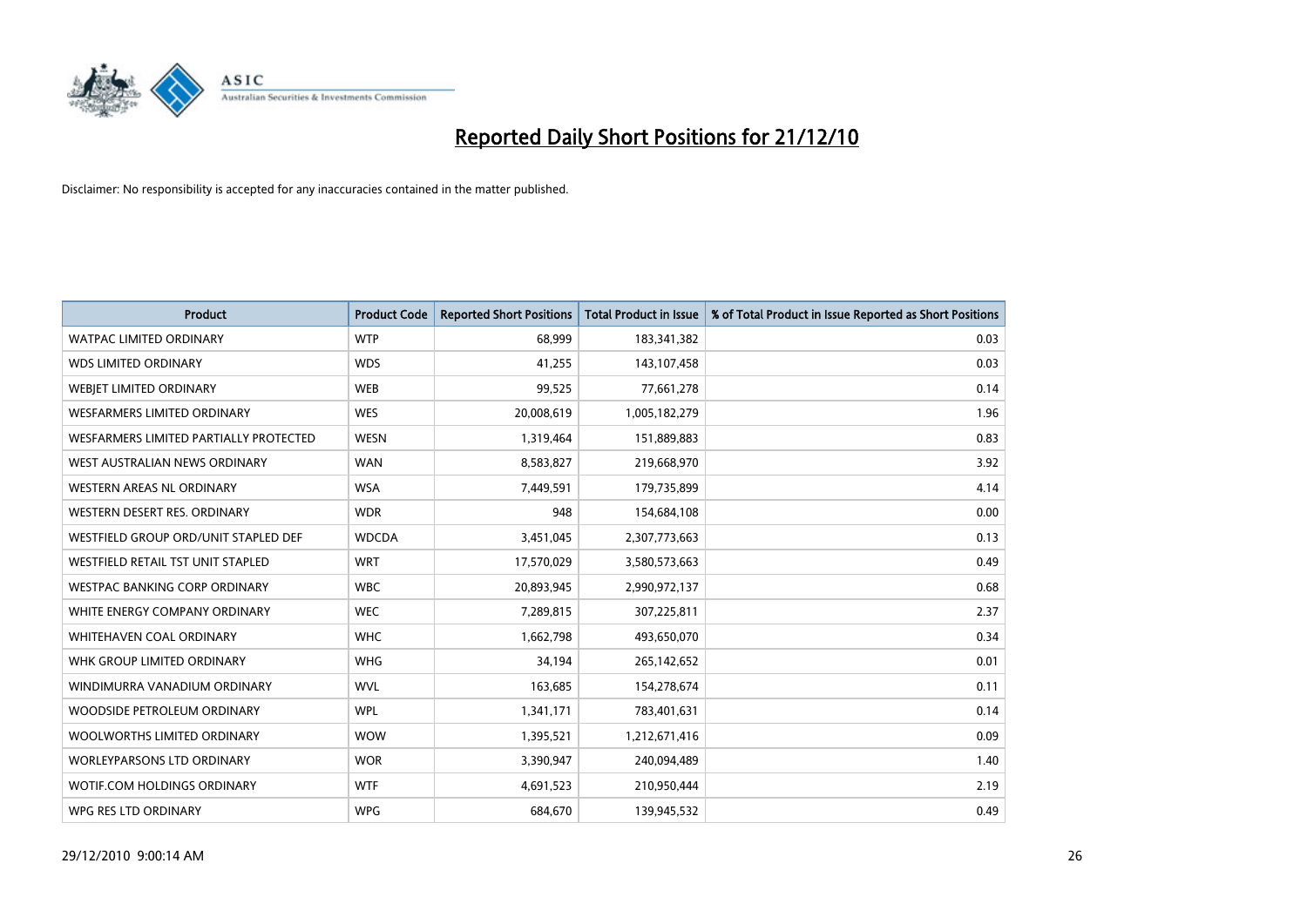# Reported Daily Short Positions for 21/12/10

Disclaimer: No responsibility is accepted for any inaccuracies contained in the matter published.

| Product | Product Code | Reported Short Positions | Total Product in Issue | % of Total Product in Issue Reported as Short Positions |
|---|---|---|---|---|
| WATPAC LIMITED ORDINARY | WTP | 68,999 | 183,341,382 | 0.03 |
| WDS LIMITED ORDINARY | WDS | 41,255 | 143,107,458 | 0.03 |
| WEBJET LIMITED ORDINARY | WEB | 99,525 | 77,661,278 | 0.14 |
| WESFARMERS LIMITED ORDINARY | WES | 20,008,619 | 1,005,182,279 | 1.96 |
| WESFARMERS LIMITED PARTIALLY PROTECTED | WESN | 1,319,464 | 151,889,883 | 0.83 |
| WEST AUSTRALIAN NEWS ORDINARY | WAN | 8,583,827 | 219,668,970 | 3.92 |
| WESTERN AREAS NL ORDINARY | WSA | 7,449,591 | 179,735,899 | 4.14 |
| WESTERN DESERT RES. ORDINARY | WDR | 948 | 154,684,108 | 0.00 |
| WESTFIELD GROUP ORD/UNIT STAPLED DEF | WDCDA | 3,451,045 | 2,307,773,663 | 0.13 |
| WESTFIELD RETAIL TST UNIT STAPLED | WRT | 17,570,029 | 3,580,573,663 | 0.49 |
| WESTPAC BANKING CORP ORDINARY | WBC | 20,893,945 | 2,990,972,137 | 0.68 |
| WHITE ENERGY COMPANY ORDINARY | WEC | 7,289,815 | 307,225,811 | 2.37 |
| WHITEHAVEN COAL ORDINARY | WHC | 1,662,798 | 493,650,070 | 0.34 |
| WHK GROUP LIMITED ORDINARY | WHG | 34,194 | 265,142,652 | 0.01 |
| WINDIMURRA VANADIUM ORDINARY | WVL | 163,685 | 154,278,674 | 0.11 |
| WOODSIDE PETROLEUM ORDINARY | WPL | 1,341,171 | 783,401,631 | 0.14 |
| WOOLWORTHS LIMITED ORDINARY | WOW | 1,395,521 | 1,212,671,416 | 0.09 |
| WORLEYPARSONS LTD ORDINARY | WOR | 3,390,947 | 240,094,489 | 1.40 |
| WOTIF.COM HOLDINGS ORDINARY | WTF | 4,691,523 | 210,950,444 | 2.19 |
| WPG RES LTD ORDINARY | WPG | 684,670 | 139,945,532 | 0.49 |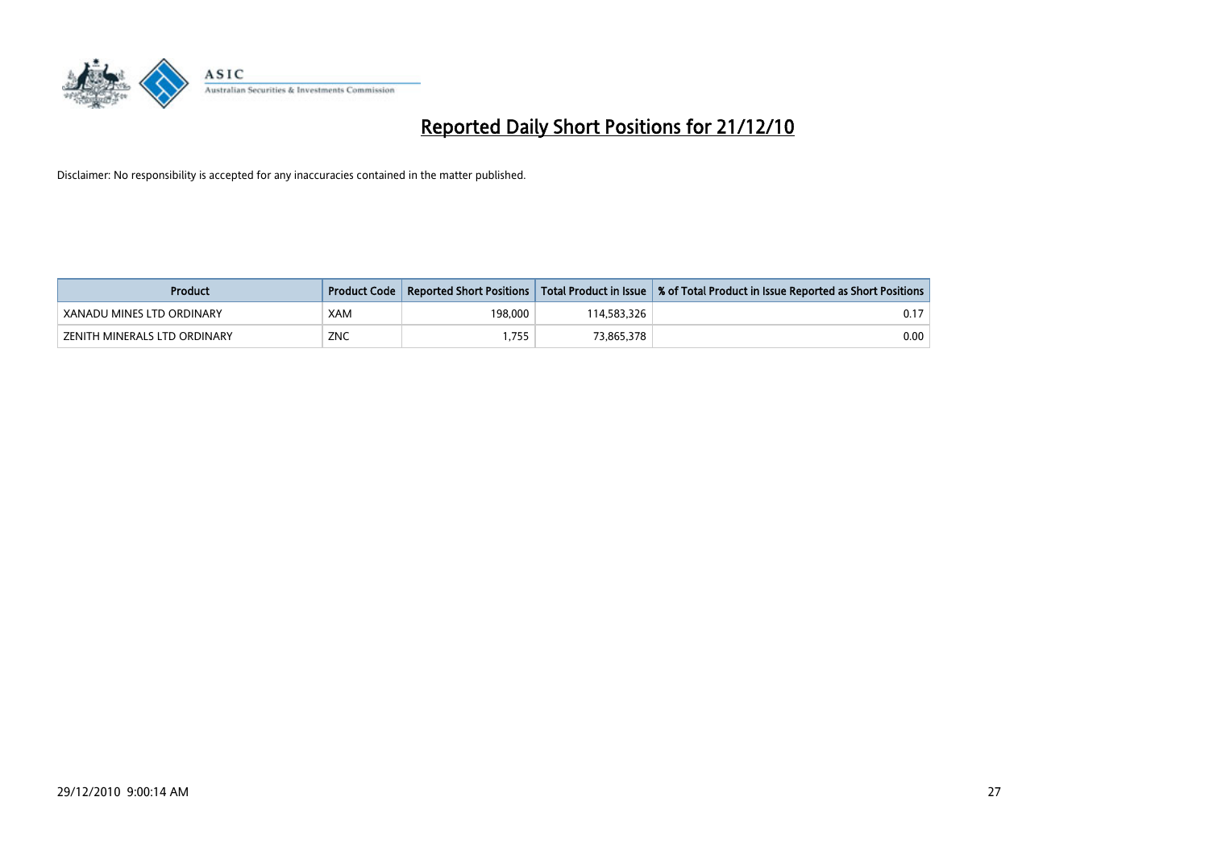# Reported Daily Short Positions for 21/12/10

Disclaimer: No responsibility is accepted for any inaccuracies contained in the matter published.

| Product | Product Code | Reported Short Positions | Total Product in Issue | % of Total Product in Issue Reported as Short Positions |
| --- | --- | --- | --- | --- |
| XANADU MINES LTD ORDINARY | XAM | 198,000 | 114,583,326 | 0.17 |
| ZENITH MINERALS LTD ORDINARY | ZNC | 1,755 | 73,865,378 | 0.00 |

29/12/2010 9:00:14 AM